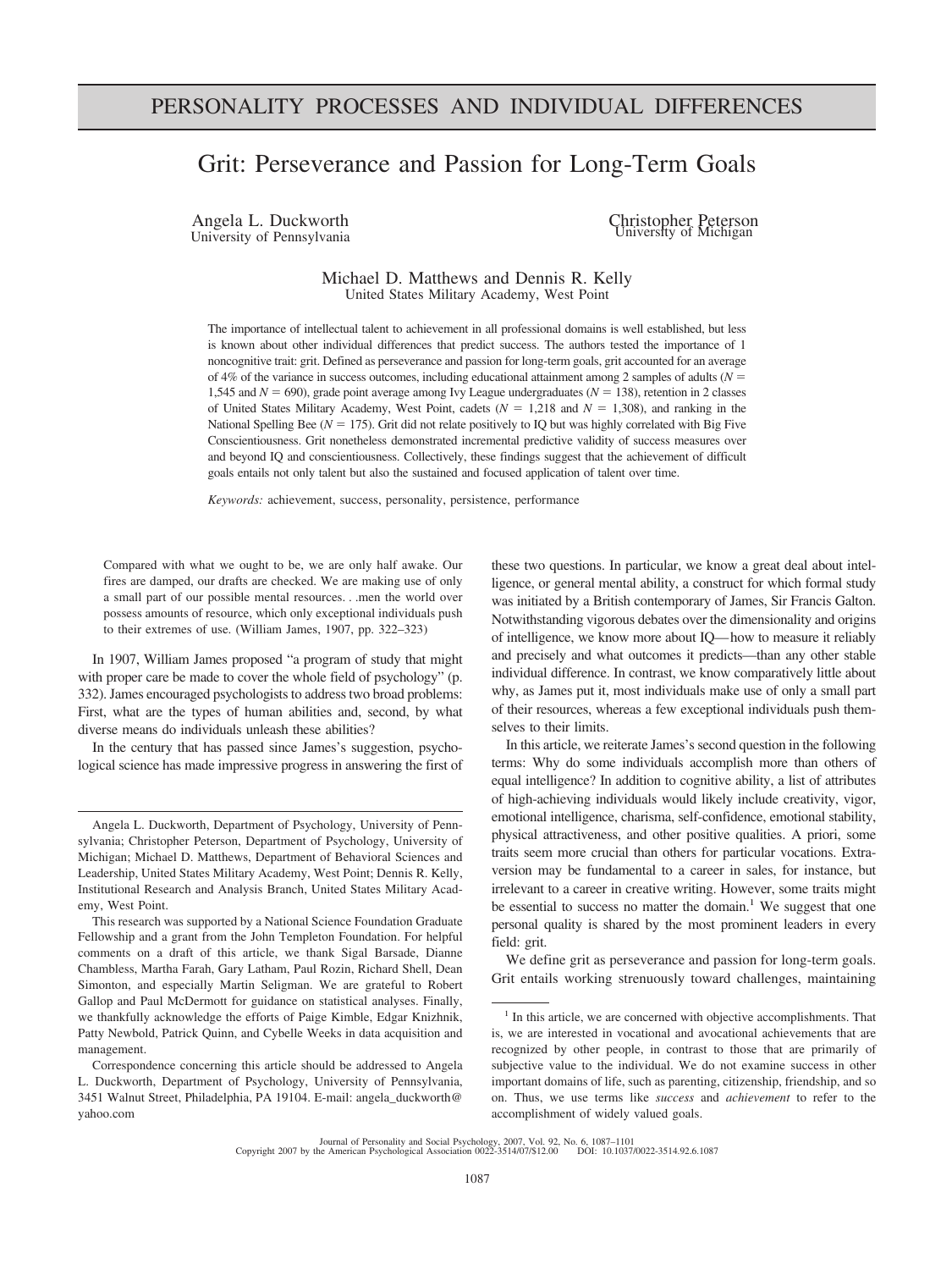PERSONALITY PROCESSES AND INDIVIDUAL DIFFERENCES

# Grit: Perseverance and Passion for Long-Term Goals

Angela L. Duckworth
University of Pennsylvania

Christopher Peterson
University of Michigan

Michael D. Matthews and Dennis R. Kelly
United States Military Academy, West Point

The importance of intellectual talent to achievement in all professional domains is well established, but less is known about other individual differences that predict success. The authors tested the importance of 1 noncognitive trait: grit. Defined as perseverance and passion for long-term goals, grit accounted for an average of 4% of the variance in success outcomes, including educational attainment among 2 samples of adults ($N$ = 1,545 and $N$ = 690), grade point average among Ivy League undergraduates ($N$ = 138), retention in 2 classes of United States Military Academy, West Point, cadets ($N$ = 1,218 and $N$ = 1,308), and ranking in the National Spelling Bee ($N$ = 175). Grit did not relate positively to IQ but was highly correlated with Big Five Conscientiousness. Grit nonetheless demonstrated incremental predictive validity of success measures over and beyond IQ and conscientiousness. Collectively, these findings suggest that the achievement of difficult goals entails not only talent but also the sustained and focused application of talent over time.

*Keywords:* achievement, success, personality, persistence, performance

> Compared with what we ought to be, we are only half awake. Our fires are damped, our drafts are checked. We are making use of only a small part of our possible mental resources. . .men the world over possess amounts of resource, which only exceptional individuals push to their extremes of use. (William James, 1907, pp. 322–323)

In 1907, William James proposed "a program of study that might with proper care be made to cover the whole field of psychology" (p. 332). James encouraged psychologists to address two broad problems: First, what are the types of human abilities and, second, by what diverse means do individuals unleash these abilities?

In the century that has passed since James's suggestion, psychological science has made impressive progress in answering the first of these two questions. In particular, we know a great deal about intelligence, or general mental ability, a construct for which formal study was initiated by a British contemporary of James, Sir Francis Galton. Notwithstanding vigorous debates over the dimensionality and origins of intelligence, we know more about IQ—how to measure it reliably and precisely and what outcomes it predicts—than any other stable individual difference. In contrast, we know comparatively little about why, as James put it, most individuals make use of only a small part of their resources, whereas a few exceptional individuals push themselves to their limits.

In this article, we reiterate James's second question in the following terms: Why do some individuals accomplish more than others of equal intelligence? In addition to cognitive ability, a list of attributes of high-achieving individuals would likely include creativity, vigor, emotional intelligence, charisma, self-confidence, emotional stability, physical attractiveness, and other positive qualities. A priori, some traits seem more crucial than others for particular vocations. Extraversion may be fundamental to a career in sales, for instance, but irrelevant to a career in creative writing. However, some traits might be essential to success no matter the domain.[1] We suggest that one personal quality is shared by the most prominent leaders in every field: grit.

We define grit as perseverance and passion for long-term goals. Grit entails working strenuously toward challenges, maintaining

---

Angela L. Duckworth, Department of Psychology, University of Pennsylvania; Christopher Peterson, Department of Psychology, University of Michigan; Michael D. Matthews, Department of Behavioral Sciences and Leadership, United States Military Academy, West Point; Dennis R. Kelly, Institutional Research and Analysis Branch, United States Military Academy, West Point.

This research was supported by a National Science Foundation Graduate Fellowship and a grant from the John Templeton Foundation. For helpful comments on a draft of this article, we thank Sigal Barsade, Dianne Chambless, Martha Farah, Gary Latham, Paul Rozin, Richard Shell, Dean Simonton, and especially Martin Seligman. We are grateful to Robert Gallop and Paul McDermott for guidance on statistical analyses. Finally, we thankfully acknowledge the efforts of Paige Kimble, Edgar Knizhnik, Patty Newbold, Patrick Quinn, and Cybelle Weeks in data acquisition and management.

Correspondence concerning this article should be addressed to Angela L. Duckworth, Department of Psychology, University of Pennsylvania, 3451 Walnut Street, Philadelphia, PA 19104. E-mail: angela_duckworth@yahoo.com

[1] In this article, we are concerned with objective accomplishments. That is, we are interested in vocational and avocational achievements that are recognized by other people, in contrast to those that are primarily of subjective value to the individual. We do not examine success in other important domains of life, such as parenting, citizenship, friendship, and so on. Thus, we use terms like *success* and *achievement* to refer to the accomplishment of widely valued goals.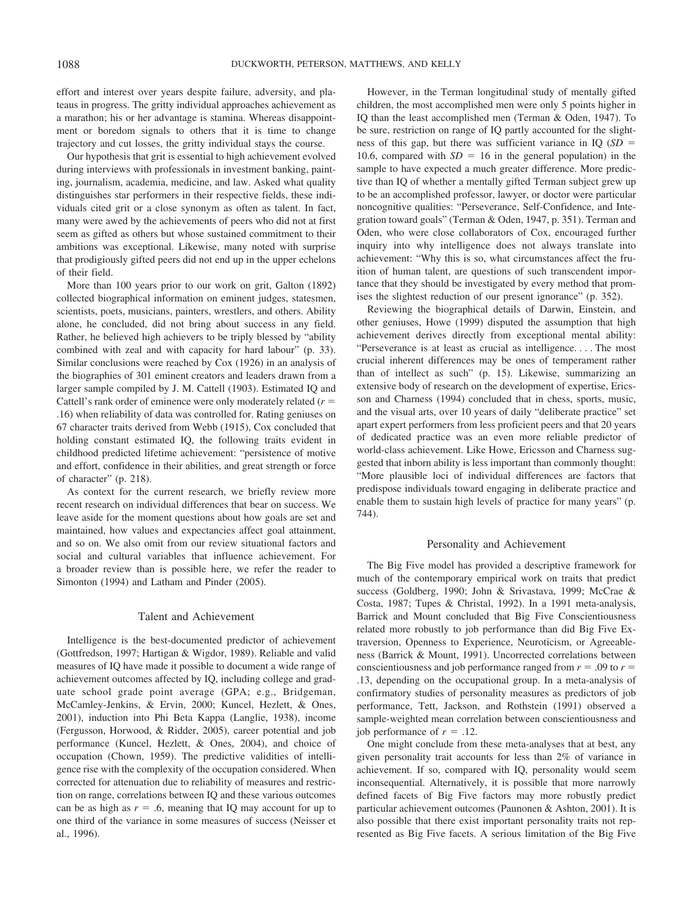effort and interest over years despite failure, adversity, and plateaus in progress. The gritty individual approaches achievement as a marathon; his or her advantage is stamina. Whereas disappointment or boredom signals to others that it is time to change trajectory and cut losses, the gritty individual stays the course.

Our hypothesis that grit is essential to high achievement evolved during interviews with professionals in investment banking, painting, journalism, academia, medicine, and law. Asked what quality distinguishes star performers in their respective fields, these individuals cited grit or a close synonym as often as talent. In fact, many were awed by the achievements of peers who did not at first seem as gifted as others but whose sustained commitment to their ambitions was exceptional. Likewise, many noted with surprise that prodigiously gifted peers did not end up in the upper echelons of their field.

More than 100 years prior to our work on grit, Galton (1892) collected biographical information on eminent judges, statesmen, scientists, poets, musicians, painters, wrestlers, and others. Ability alone, he concluded, did not bring about success in any field. Rather, he believed high achievers to be triply blessed by "ability combined with zeal and with capacity for hard labour" (p. 33). Similar conclusions were reached by Cox (1926) in an analysis of the biographies of 301 eminent creators and leaders drawn from a larger sample compiled by J. M. Cattell (1903). Estimated IQ and Cattell's rank order of eminence were only moderately related ($r = .16$) when reliability of data was controlled for. Rating geniuses on 67 character traits derived from Webb (1915), Cox concluded that holding constant estimated IQ, the following traits evident in childhood predicted lifetime achievement: "persistence of motive and effort, confidence in their abilities, and great strength or force of character" (p. 218).

As context for the current research, we briefly review more recent research on individual differences that bear on success. We leave aside for the moment questions about how goals are set and maintained, how values and expectancies affect goal attainment, and so on. We also omit from our review situational factors and social and cultural variables that influence achievement. For a broader review than is possible here, we refer the reader to Simonton (1994) and Latham and Pinder (2005).

## Talent and Achievement

Intelligence is the best-documented predictor of achievement (Gottfredson, 1997; Hartigan & Wigdor, 1989). Reliable and valid measures of IQ have made it possible to document a wide range of achievement outcomes affected by IQ, including college and graduate school grade point average (GPA; e.g., Bridgeman, McCamley-Jenkins, & Ervin, 2000; Kuncel, Hezlett, & Ones, 2001), induction into Phi Beta Kappa (Langlie, 1938), income (Fergusson, Horwood, & Ridder, 2005), career potential and job performance (Kuncel, Hezlett, & Ones, 2004), and choice of occupation (Chown, 1959). The predictive validities of intelligence rise with the complexity of the occupation considered. When corrected for attenuation due to reliability of measures and restriction on range, correlations between IQ and these various outcomes can be as high as $r = .6$, meaning that IQ may account for up to one third of the variance in some measures of success (Neisser et al., 1996).

However, in the Terman longitudinal study of mentally gifted children, the most accomplished men were only 5 points higher in IQ than the least accomplished men (Terman & Oden, 1947). To be sure, restriction on range of IQ partly accounted for the slightness of this gap, but there was sufficient variance in IQ ($SD = 10.6$, compared with $SD = 16$ in the general population) in the sample to have expected a much greater difference. More predictive than IQ of whether a mentally gifted Terman subject grew up to be an accomplished professor, lawyer, or doctor were particular noncognitive qualities: "Perseverance, Self-Confidence, and Integration toward goals" (Terman & Oden, 1947, p. 351). Terman and Oden, who were close collaborators of Cox, encouraged further inquiry into why intelligence does not always translate into achievement: "Why this is so, what circumstances affect the fruition of human talent, are questions of such transcendent importance that they should be investigated by every method that promises the slightest reduction of our present ignorance" (p. 352).

Reviewing the biographical details of Darwin, Einstein, and other geniuses, Howe (1999) disputed the assumption that high achievement derives directly from exceptional mental ability: "Perseverance is at least as crucial as intelligence. . . . The most crucial inherent differences may be ones of temperament rather than of intellect as such" (p. 15). Likewise, summarizing an extensive body of research on the development of expertise, Ericsson and Charness (1994) concluded that in chess, sports, music, and the visual arts, over 10 years of daily "deliberate practice" set apart expert performers from less proficient peers and that 20 years of dedicated practice was an even more reliable predictor of world-class achievement. Like Howe, Ericsson and Charness suggested that inborn ability is less important than commonly thought: "More plausible loci of individual differences are factors that predispose individuals toward engaging in deliberate practice and enable them to sustain high levels of practice for many years" (p. 744).

## Personality and Achievement

The Big Five model has provided a descriptive framework for much of the contemporary empirical work on traits that predict success (Goldberg, 1990; John & Srivastava, 1999; McCrae & Costa, 1987; Tupes & Christal, 1992). In a 1991 meta-analysis, Barrick and Mount concluded that Big Five Conscientiousness related more robustly to job performance than did Big Five Extraversion, Openness to Experience, Neuroticism, or Agreeableness (Barrick & Mount, 1991). Uncorrected correlations between conscientiousness and job performance ranged from $r = .09$ to $r = .13$, depending on the occupational group. In a meta-analysis of confirmatory studies of personality measures as predictors of job performance, Tett, Jackson, and Rothstein (1991) observed a sample-weighted mean correlation between conscientiousness and job performance of $r = .12$.

One might conclude from these meta-analyses that at best, any given personality trait accounts for less than 2% of variance in achievement. If so, compared with IQ, personality would seem inconsequential. Alternatively, it is possible that more narrowly defined facets of Big Five factors may more robustly predict particular achievement outcomes (Paunonen & Ashton, 2001). It is also possible that there exist important personality traits not represented as Big Five facets. A serious limitation of the Big Five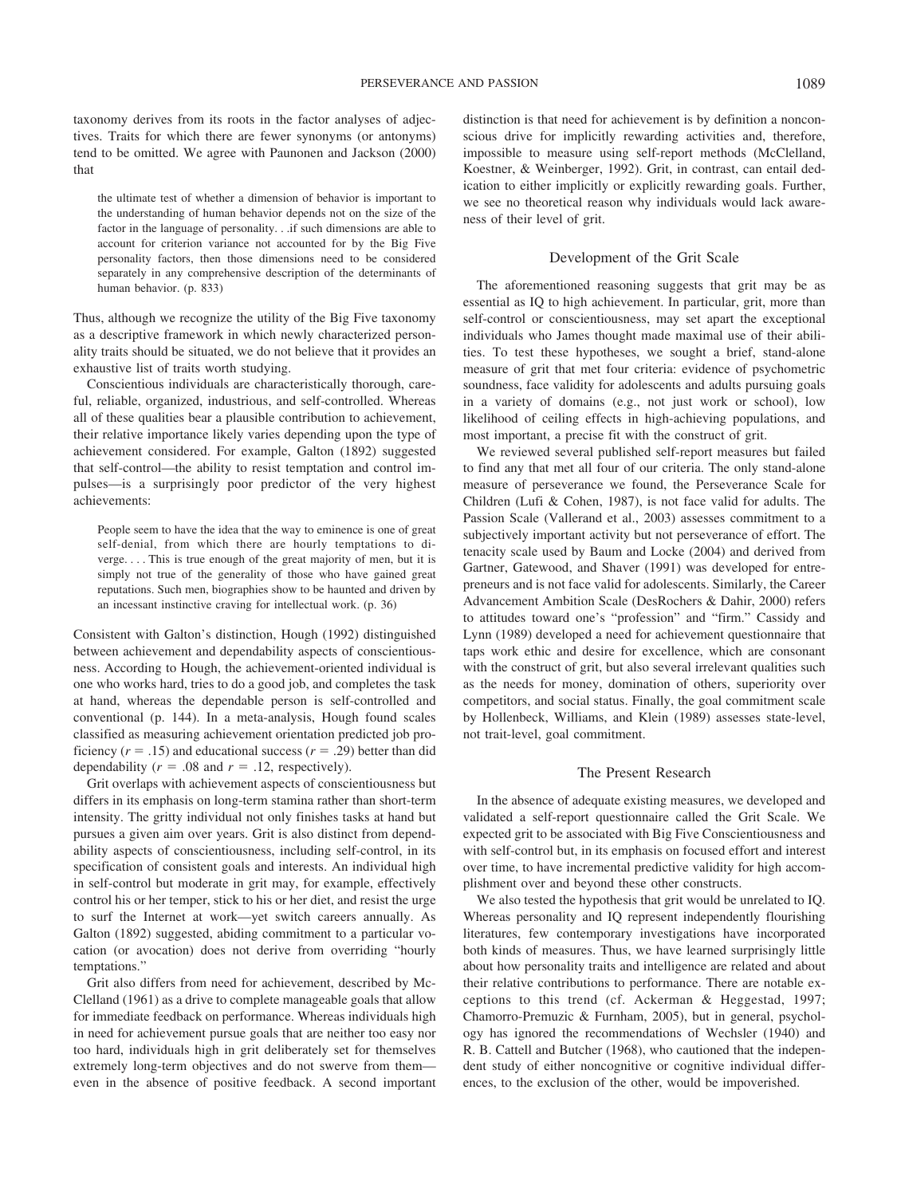taxonomy derives from its roots in the factor analyses of adjectives. Traits for which there are fewer synonyms (or antonyms) tend to be omitted. We agree with Paunonen and Jackson (2000) that

> the ultimate test of whether a dimension of behavior is important to the understanding of human behavior depends not on the size of the factor in the language of personality. . .if such dimensions are able to account for criterion variance not accounted for by the Big Five personality factors, then those dimensions need to be considered separately in any comprehensive description of the determinants of human behavior. (p. 833)

Thus, although we recognize the utility of the Big Five taxonomy as a descriptive framework in which newly characterized personality traits should be situated, we do not believe that it provides an exhaustive list of traits worth studying.

Conscientious individuals are characteristically thorough, careful, reliable, organized, industrious, and self-controlled. Whereas all of these qualities bear a plausible contribution to achievement, their relative importance likely varies depending upon the type of achievement considered. For example, Galton (1892) suggested that self-control—the ability to resist temptation and control impulses—is a surprisingly poor predictor of the very highest achievements:

> People seem to have the idea that the way to eminence is one of great self-denial, from which there are hourly temptations to diverge. . . . This is true enough of the great majority of men, but it is simply not true of the generality of those who have gained great reputations. Such men, biographies show to be haunted and driven by an incessant instinctive craving for intellectual work. (p. 36)

Consistent with Galton's distinction, Hough (1992) distinguished between achievement and dependability aspects of conscientiousness. According to Hough, the achievement-oriented individual is one who works hard, tries to do a good job, and completes the task at hand, whereas the dependable person is self-controlled and conventional (p. 144). In a meta-analysis, Hough found scales classified as measuring achievement orientation predicted job proficiency ($r = .15$) and educational success ($r = .29$) better than did dependability ($r = .08$ and $r = .12$, respectively).

Grit overlaps with achievement aspects of conscientiousness but differs in its emphasis on long-term stamina rather than short-term intensity. The gritty individual not only finishes tasks at hand but pursues a given aim over years. Grit is also distinct from dependability aspects of conscientiousness, including self-control, in its specification of consistent goals and interests. An individual high in self-control but moderate in grit may, for example, effectively control his or her temper, stick to his or her diet, and resist the urge to surf the Internet at work—yet switch careers annually. As Galton (1892) suggested, abiding commitment to a particular vocation (or avocation) does not derive from overriding "hourly temptations."

Grit also differs from need for achievement, described by McClelland (1961) as a drive to complete manageable goals that allow for immediate feedback on performance. Whereas individuals high in need for achievement pursue goals that are neither too easy nor too hard, individuals high in grit deliberately set for themselves extremely long-term objectives and do not swerve from them—even in the absence of positive feedback. A second important distinction is that need for achievement is by definition a nonconscious drive for implicitly rewarding activities and, therefore, impossible to measure using self-report methods (McClelland, Koestner, & Weinberger, 1992). Grit, in contrast, can entail dedication to either implicitly or explicitly rewarding goals. Further, we see no theoretical reason why individuals would lack awareness of their level of grit.

## Development of the Grit Scale

The aforementioned reasoning suggests that grit may be as essential as IQ to high achievement. In particular, grit, more than self-control or conscientiousness, may set apart the exceptional individuals who James thought made maximal use of their abilities. To test these hypotheses, we sought a brief, stand-alone measure of grit that met four criteria: evidence of psychometric soundness, face validity for adolescents and adults pursuing goals in a variety of domains (e.g., not just work or school), low likelihood of ceiling effects in high-achieving populations, and most important, a precise fit with the construct of grit.

We reviewed several published self-report measures but failed to find any that met all four of our criteria. The only stand-alone measure of perseverance we found, the Perseverance Scale for Children (Lufi & Cohen, 1987), is not face valid for adults. The Passion Scale (Vallerand et al., 2003) assesses commitment to a subjectively important activity but not perseverance of effort. The tenacity scale used by Baum and Locke (2004) and derived from Gartner, Gatewood, and Shaver (1991) was developed for entrepreneurs and is not face valid for adolescents. Similarly, the Career Advancement Ambition Scale (DesRochers & Dahir, 2000) refers to attitudes toward one's "profession" and "firm." Cassidy and Lynn (1989) developed a need for achievement questionnaire that taps work ethic and desire for excellence, which are consonant with the construct of grit, but also several irrelevant qualities such as the needs for money, domination of others, superiority over competitors, and social status. Finally, the goal commitment scale by Hollenbeck, Williams, and Klein (1989) assesses state-level, not trait-level, goal commitment.

## The Present Research

In the absence of adequate existing measures, we developed and validated a self-report questionnaire called the Grit Scale. We expected grit to be associated with Big Five Conscientiousness and with self-control but, in its emphasis on focused effort and interest over time, to have incremental predictive validity for high accomplishment over and beyond these other constructs.

We also tested the hypothesis that grit would be unrelated to IQ. Whereas personality and IQ represent independently flourishing literatures, few contemporary investigations have incorporated both kinds of measures. Thus, we have learned surprisingly little about how personality traits and intelligence are related and about their relative contributions to performance. There are notable exceptions to this trend (cf. Ackerman & Heggestad, 1997; Chamorro-Premuzic & Furnham, 2005), but in general, psychology has ignored the recommendations of Wechsler (1940) and R. B. Cattell and Butcher (1968), who cautioned that the independent study of either noncognitive or cognitive individual differences, to the exclusion of the other, would be impoverished.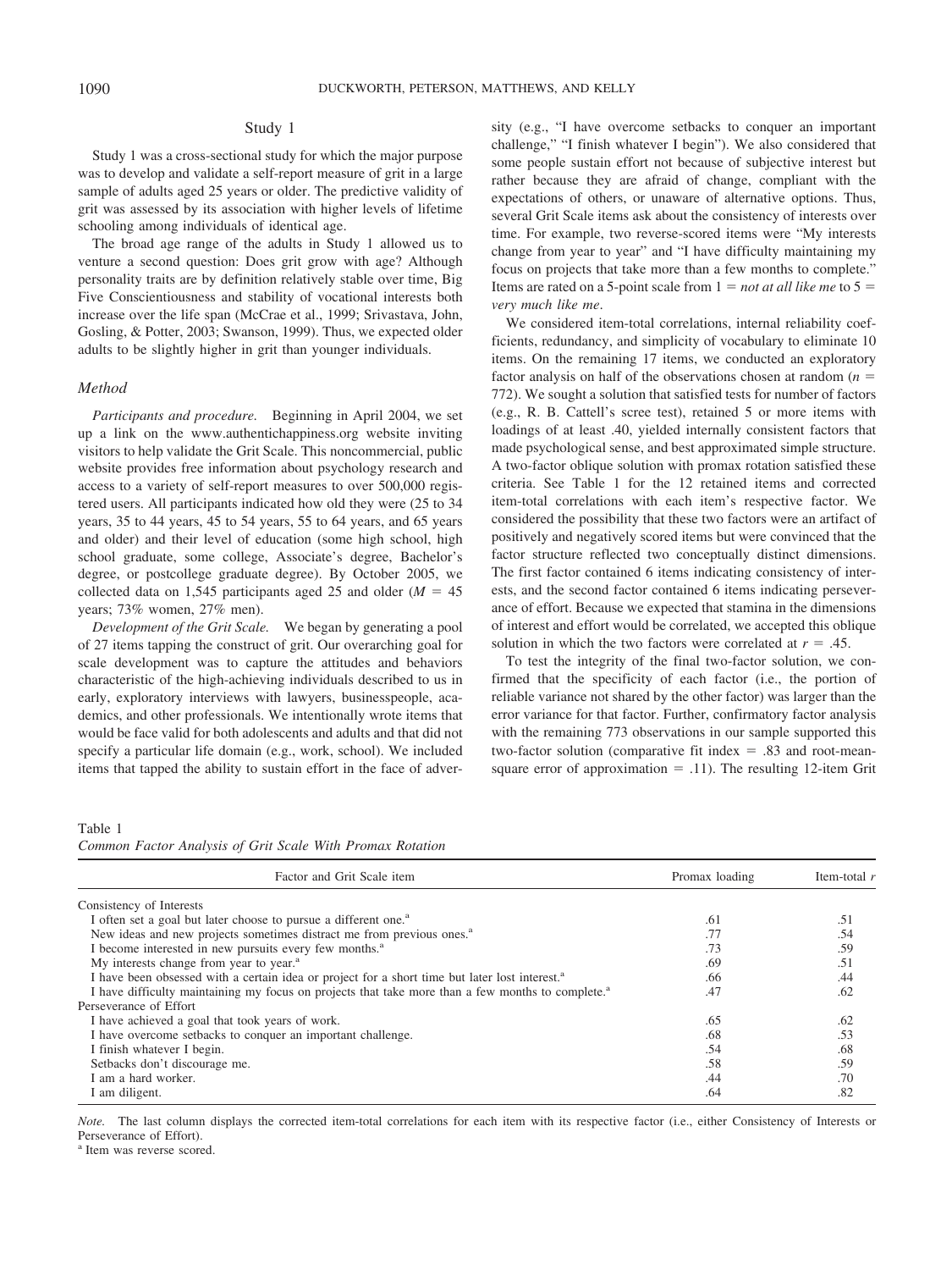## Study 1

Study 1 was a cross-sectional study for which the major purpose was to develop and validate a self-report measure of grit in a large sample of adults aged 25 years or older. The predictive validity of grit was assessed by its association with higher levels of lifetime schooling among individuals of identical age.

The broad age range of the adults in Study 1 allowed us to venture a second question: Does grit grow with age? Although personality traits are by definition relatively stable over time, Big Five Conscientiousness and stability of vocational interests both increase over the life span (McCrae et al., 1999; Srivastava, John, Gosling, & Potter, 2003; Swanson, 1999). Thus, we expected older adults to be slightly higher in grit than younger individuals.

### Method

*Participants and procedure.* Beginning in April 2004, we set up a link on the www.authentichappiness.org website inviting visitors to help validate the Grit Scale. This noncommercial, public website provides free information about psychology research and access to a variety of self-report measures to over 500,000 registered users. All participants indicated how old they were (25 to 34 years, 35 to 44 years, 45 to 54 years, 55 to 64 years, and 65 years and older) and their level of education (some high school, high school graduate, some college, Associate's degree, Bachelor's degree, or postcollege graduate degree). By October 2005, we collected data on 1,545 participants aged 25 and older ($M$ = 45 years; 73% women, 27% men).

*Development of the Grit Scale.* We began by generating a pool of 27 items tapping the construct of grit. Our overarching goal for scale development was to capture the attitudes and behaviors characteristic of the high-achieving individuals described to us in early, exploratory interviews with lawyers, businesspeople, academics, and other professionals. We intentionally wrote items that would be face valid for both adolescents and adults and that did not specify a particular life domain (e.g., work, school). We included items that tapped the ability to sustain effort in the face of adversity (e.g., "I have overcome setbacks to conquer an important challenge," "I finish whatever I begin"). We also considered that some people sustain effort not because of subjective interest but rather because they are afraid of change, compliant with the expectations of others, or unaware of alternative options. Thus, several Grit Scale items ask about the consistency of interests over time. For example, two reverse-scored items were "My interests change from year to year" and "I have difficulty maintaining my focus on projects that take more than a few months to complete." Items are rated on a 5-point scale from 1 = *not at all like me* to 5 = *very much like me*.

We considered item-total correlations, internal reliability coefficients, redundancy, and simplicity of vocabulary to eliminate 10 items. On the remaining 17 items, we conducted an exploratory factor analysis on half of the observations chosen at random ($n$ = 772). We sought a solution that satisfied tests for number of factors (e.g., R. B. Cattell's scree test), retained 5 or more items with loadings of at least .40, yielded internally consistent factors that made psychological sense, and best approximated simple structure. A two-factor oblique solution with promax rotation satisfied these criteria. See Table 1 for the 12 retained items and corrected item-total correlations with each item's respective factor. We considered the possibility that these two factors were an artifact of positively and negatively scored items but were convinced that the factor structure reflected two conceptually distinct dimensions. The first factor contained 6 items indicating consistency of interests, and the second factor contained 6 items indicating perseverance of effort. Because we expected that stamina in the dimensions of interest and effort would be correlated, we accepted this oblique solution in which the two factors were correlated at $r$ = .45.

To test the integrity of the final two-factor solution, we confirmed that the specificity of each factor (i.e., the portion of reliable variance not shared by the other factor) was larger than the error variance for that factor. Further, confirmatory factor analysis with the remaining 773 observations in our sample supported this two-factor solution (comparative fit index = .83 and root-mean-square error of approximation = .11). The resulting 12-item Grit

Table 1
*Common Factor Analysis of Grit Scale With Promax Rotation*

| Factor and Grit Scale item | Promax loading | Item-total $r$ |
|---|---|---|
| Consistency of Interests | | |
| I often set a goal but later choose to pursue a different one.[a] | .61 | .51 |
| New ideas and new projects sometimes distract me from previous ones.[a] | .77 | .54 |
| I become interested in new pursuits every few months.[a] | .73 | .59 |
| My interests change from year to year.[a] | .69 | .51 |
| I have been obsessed with a certain idea or project for a short time but later lost interest.[a] | .66 | .44 |
| I have difficulty maintaining my focus on projects that take more than a few months to complete.[a] | .47 | .62 |
| Perseverance of Effort | | |
| I have achieved a goal that took years of work. | .65 | .62 |
| I have overcome setbacks to conquer an important challenge. | .68 | .53 |
| I finish whatever I begin. | .54 | .68 |
| Setbacks don't discourage me. | .58 | .59 |
| I am a hard worker. | .44 | .70 |
| I am diligent. | .64 | .82 |

*Note.* The last column displays the corrected item-total correlations for each item with its respective factor (i.e., either Consistency of Interests or Perseverance of Effort).
[a] Item was reverse scored.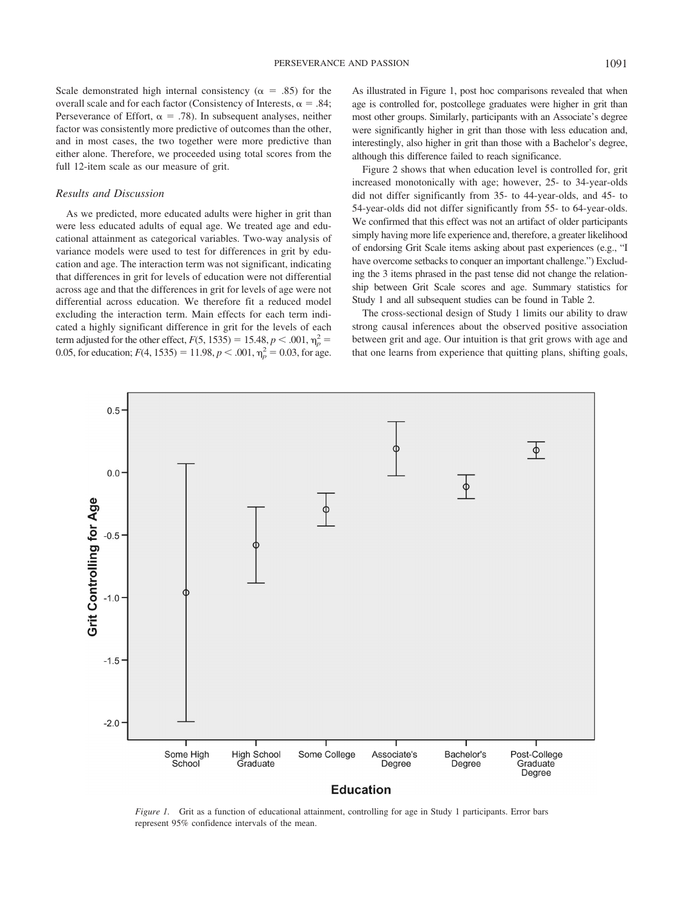Scale demonstrated high internal consistency ($\alpha = .85$) for the overall scale and for each factor (Consistency of Interests, $\alpha = .84$; Perseverance of Effort, $\alpha = .78$). In subsequent analyses, neither factor was consistently more predictive of outcomes than the other, and in most cases, the two together were more predictive than either alone. Therefore, we proceeded using total scores from the full 12-item scale as our measure of grit.

### Results and Discussion

As we predicted, more educated adults were higher in grit than were less educated adults of equal age. We treated age and educational attainment as categorical variables. Two-way analysis of variance models were used to test for differences in grit by education and age. The interaction term was not significant, indicating that differences in grit for levels of education were not differential across age and that the differences in grit for levels of age were not differential across education. We therefore fit a reduced model excluding the interaction term. Main effects for each term indicated a highly significant difference in grit for the levels of each term adjusted for the other effect, $F(5, 1535) = 15.48$, $p < .001$, $\eta_p^2 = 0.05$, for education; $F(4, 1535) = 11.98$, $p < .001$, $\eta_p^2 = 0.03$, for age. As illustrated in Figure 1, post hoc comparisons revealed that when age is controlled for, postcollege graduates were higher in grit than most other groups. Similarly, participants with an Associate's degree were significantly higher in grit than those with less education and, interestingly, also higher in grit than those with a Bachelor's degree, although this difference failed to reach significance.

Figure 2 shows that when education level is controlled for, grit increased monotonically with age; however, 25- to 34-year-olds did not differ significantly from 35- to 44-year-olds, and 45- to 54-year-olds did not differ significantly from 55- to 64-year-olds. We confirmed that this effect was not an artifact of older participants simply having more life experience and, therefore, a greater likelihood of endorsing Grit Scale items asking about past experiences (e.g., "I have overcome setbacks to conquer an important challenge.") Excluding the 3 items phrased in the past tense did not change the relationship between Grit Scale scores and age. Summary statistics for Study 1 and all subsequent studies can be found in Table 2.

The cross-sectional design of Study 1 limits our ability to draw strong causal inferences about the observed positive association between grit and age. Our intuition is that grit grows with age and that one learns from experience that quitting plans, shifting goals,

*Figure 1.* Grit as a function of educational attainment, controlling for age in Study 1 participants. Error bars represent 95% confidence intervals of the mean.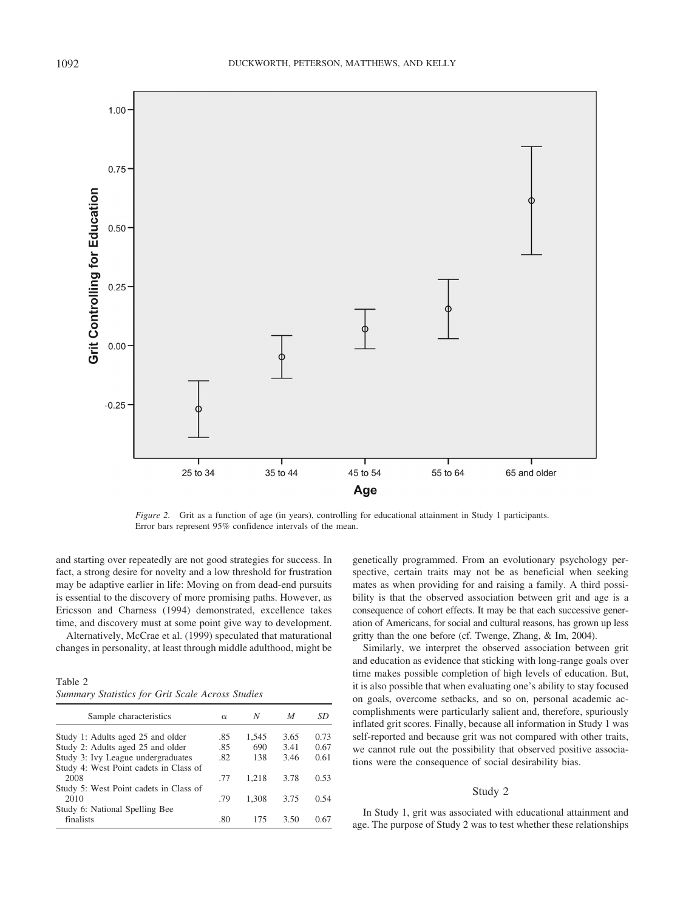*Figure 2.* Grit as a function of age (in years), controlling for educational attainment in Study 1 participants. Error bars represent 95% confidence intervals of the mean.

and starting over repeatedly are not good strategies for success. In fact, a strong desire for novelty and a low threshold for frustration may be adaptive earlier in life: Moving on from dead-end pursuits is essential to the discovery of more promising paths. However, as Ericsson and Charness (1994) demonstrated, excellence takes time, and discovery must at some point give way to development.

Alternatively, McCrae et al. (1999) speculated that maturational changes in personality, at least through middle adulthood, might be genetically programmed. From an evolutionary psychology perspective, certain traits may not be as beneficial when seeking mates as when providing for and raising a family. A third possibility is that the observed association between grit and age is a consequence of cohort effects. It may be that each successive generation of Americans, for social and cultural reasons, has grown up less gritty than the one before (cf. Twenge, Zhang, & Im, 2004).

Similarly, we interpret the observed association between grit and education as evidence that sticking with long-range goals over time makes possible completion of high levels of education. But, it is also possible that when evaluating one's ability to stay focused on goals, overcome setbacks, and so on, personal academic accomplishments were particularly salient and, therefore, spuriously inflated grit scores. Finally, because all information in Study 1 was self-reported and because grit was not compared with other traits, we cannot rule out the possibility that observed positive associations were the consequence of social desirability bias.

Table 2
*Summary Statistics for Grit Scale Across Studies*

| Sample characteristics | α | *N* | *M* | *SD* |
|---|---|---|---|---|
| Study 1: Adults aged 25 and older | .85 | 1,545 | 3.65 | 0.73 |
| Study 2: Adults aged 25 and older | .85 | 690 | 3.41 | 0.67 |
| Study 3: Ivy League undergraduates | .82 | 138 | 3.46 | 0.61 |
| Study 4: West Point cadets in Class of 2008 | .77 | 1,218 | 3.78 | 0.53 |
| Study 5: West Point cadets in Class of 2010 | .79 | 1,308 | 3.75 | 0.54 |
| Study 6: National Spelling Bee finalists | .80 | 175 | 3.50 | 0.67 |

## Study 2

In Study 1, grit was associated with educational attainment and age. The purpose of Study 2 was to test whether these relationships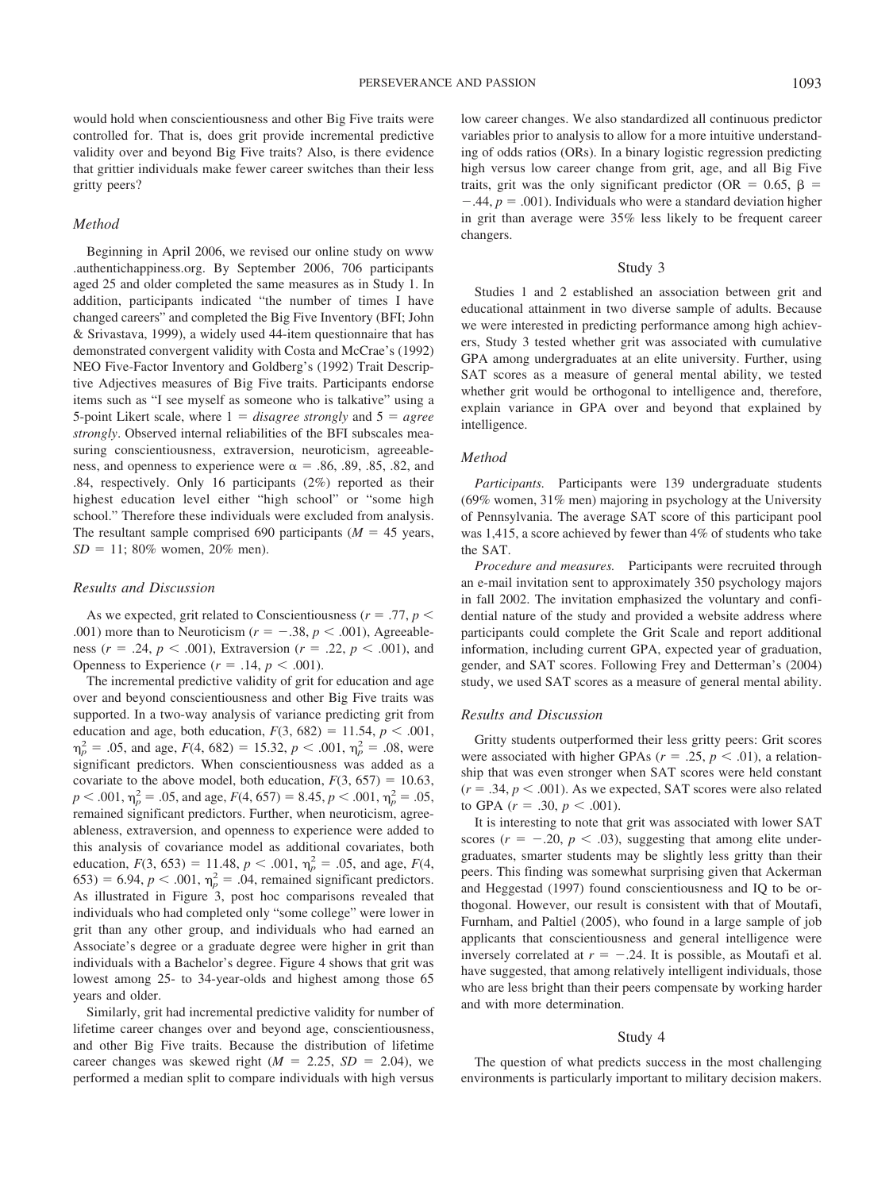would hold when conscientiousness and other Big Five traits were controlled for. That is, does grit provide incremental predictive validity over and beyond Big Five traits? Also, is there evidence that grittier individuals make fewer career switches than their less gritty peers?

### Method

Beginning in April 2006, we revised our online study on www.authentichappiness.org. By September 2006, 706 participants aged 25 and older completed the same measures as in Study 1. In addition, participants indicated "the number of times I have changed careers" and completed the Big Five Inventory (BFI; John & Srivastava, 1999), a widely used 44-item questionnaire that has demonstrated convergent validity with Costa and McCrae's (1992) NEO Five-Factor Inventory and Goldberg's (1992) Trait Descriptive Adjectives measures of Big Five traits. Participants endorse items such as "I see myself as someone who is talkative" using a 5-point Likert scale, where 1 = *disagree strongly* and 5 = *agree strongly*. Observed internal reliabilities of the BFI subscales measuring conscientiousness, extraversion, neuroticism, agreeableness, and openness to experience were $\alpha$ = .86, .89, .85, .82, and .84, respectively. Only 16 participants (2%) reported as their highest education level either "high school" or "some high school." Therefore these individuals were excluded from analysis. The resultant sample comprised 690 participants ($M$ = 45 years, $SD$ = 11; 80% women, 20% men).

### Results and Discussion

As we expected, grit related to Conscientiousness ($r = .77, p < .001$) more than to Neuroticism ($r = -.38, p < .001$), Agreeableness ($r = .24, p < .001$), Extraversion ($r = .22, p < .001$), and Openness to Experience ($r = .14, p < .001$).

The incremental predictive validity of grit for education and age over and beyond conscientiousness and other Big Five traits was supported. In a two-way analysis of variance predicting grit from education and age, both education, $F(3, 682) = 11.54, p < .001, \eta_p^2 = .05$, and age, $F(4, 682) = 15.32, p < .001, \eta_p^2 = .08$, were significant predictors. When conscientiousness was added as a covariate to the above model, both education, $F(3, 657) = 10.63, p < .001, \eta_p^2 = .05$, and age, $F(4, 657) = 8.45, p < .001, \eta_p^2 = .05$, remained significant predictors. Further, when neuroticism, agreeableness, extraversion, and openness to experience were added to this analysis of covariance model as additional covariates, both education, $F(3, 653) = 11.48, p < .001, \eta_p^2 = .05$, and age, $F(4, 653) = 6.94, p < .001, \eta_p^2 = .04$, remained significant predictors. As illustrated in Figure 3, post hoc comparisons revealed that individuals who had completed only "some college" were lower in grit than any other group, and individuals who had earned an Associate's degree or a graduate degree were higher in grit than individuals with a Bachelor's degree. Figure 4 shows that grit was lowest among 25- to 34-year-olds and highest among those 65 years and older.

Similarly, grit had incremental predictive validity for number of lifetime career changes over and beyond age, conscientiousness, and other Big Five traits. Because the distribution of lifetime career changes was skewed right ($M$ = 2.25, $SD$ = 2.04), we performed a median split to compare individuals with high versus low career changes. We also standardized all continuous predictor variables prior to analysis to allow for a more intuitive understanding of odds ratios (ORs). In a binary logistic regression predicting high versus low career change from grit, age, and all Big Five traits, grit was the only significant predictor (OR = 0.65, $\beta = -.44, p = .001$). Individuals who were a standard deviation higher in grit than average were 35% less likely to be frequent career changers.

## Study 3

Studies 1 and 2 established an association between grit and educational attainment in two diverse sample of adults. Because we were interested in predicting performance among high achievers, Study 3 tested whether grit was associated with cumulative GPA among undergraduates at an elite university. Further, using SAT scores as a measure of general mental ability, we tested whether grit would be orthogonal to intelligence and, therefore, explain variance in GPA over and beyond that explained by intelligence.

### Method

*Participants.* Participants were 139 undergraduate students (69% women, 31% men) majoring in psychology at the University of Pennsylvania. The average SAT score of this participant pool was 1,415, a score achieved by fewer than 4% of students who take the SAT.

*Procedure and measures.* Participants were recruited through an e-mail invitation sent to approximately 350 psychology majors in fall 2002. The invitation emphasized the voluntary and confidential nature of the study and provided a website address where participants could complete the Grit Scale and report additional information, including current GPA, expected year of graduation, gender, and SAT scores. Following Frey and Detterman's (2004) study, we used SAT scores as a measure of general mental ability.

### Results and Discussion

Gritty students outperformed their less gritty peers: Grit scores were associated with higher GPAs ($r = .25, p < .01$), a relationship that was even stronger when SAT scores were held constant ($r = .34, p < .001$). As we expected, SAT scores were also related to GPA ($r = .30, p < .001$).

It is interesting to note that grit was associated with lower SAT scores ($r = -.20, p < .03$), suggesting that among elite undergraduates, smarter students may be slightly less gritty than their peers. This finding was somewhat surprising given that Ackerman and Heggestad (1997) found conscientiousness and IQ to be orthogonal. However, our result is consistent with that of Moutafi, Furnham, and Paltiel (2005), who found in a large sample of job applicants that conscientiousness and general intelligence were inversely correlated at $r = -.24$. It is possible, as Moutafi et al. have suggested, that among relatively intelligent individuals, those who are less bright than their peers compensate by working harder and with more determination.

## Study 4

The question of what predicts success in the most challenging environments is particularly important to military decision makers.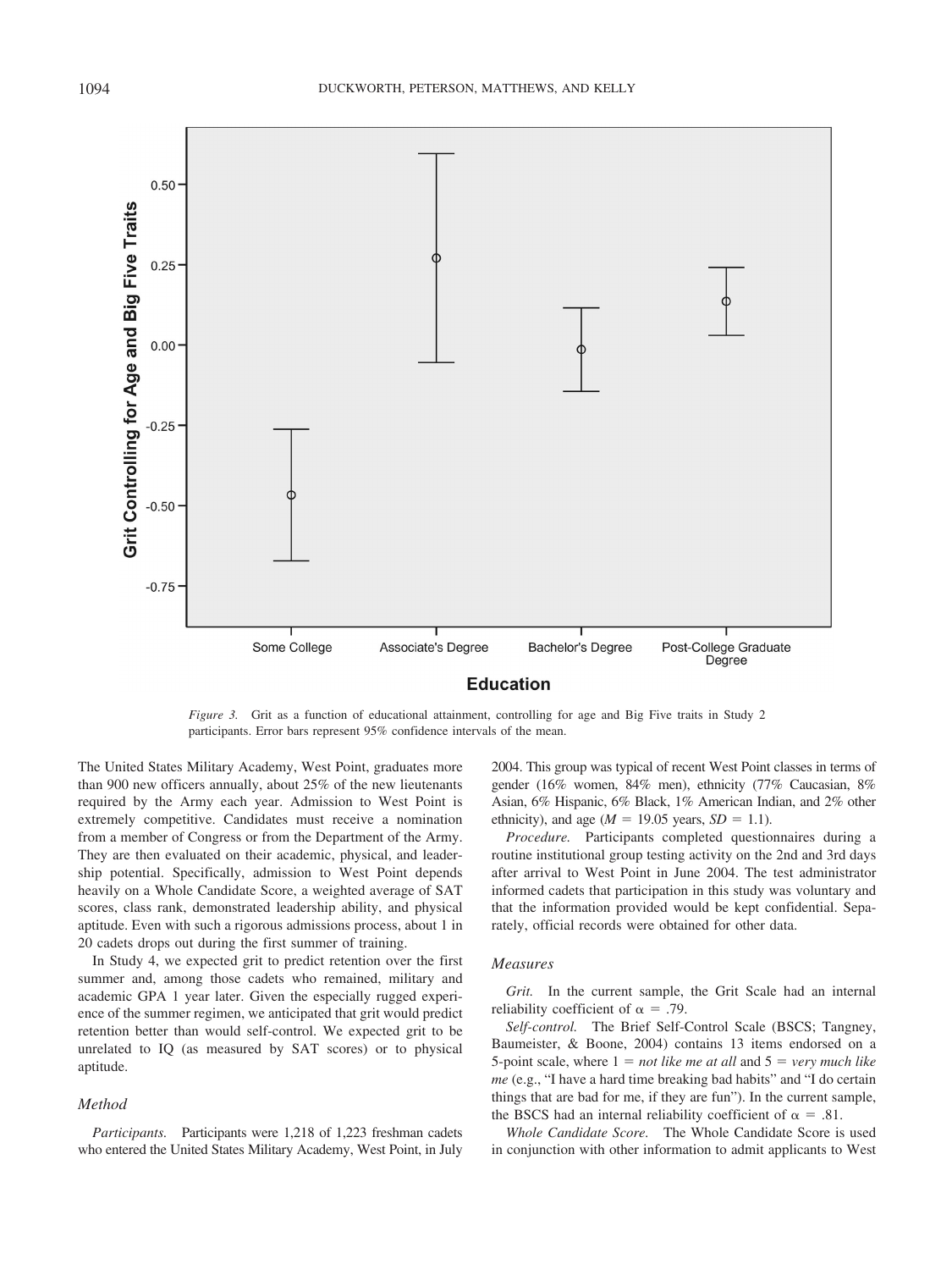*Figure 3.* Grit as a function of educational attainment, controlling for age and Big Five traits in Study 2 participants. Error bars represent 95% confidence intervals of the mean.

The United States Military Academy, West Point, graduates more than 900 new officers annually, about 25% of the new lieutenants required by the Army each year. Admission to West Point is extremely competitive. Candidates must receive a nomination from a member of Congress or from the Department of the Army. They are then evaluated on their academic, physical, and leadership potential. Specifically, admission to West Point depends heavily on a Whole Candidate Score, a weighted average of SAT scores, class rank, demonstrated leadership ability, and physical aptitude. Even with such a rigorous admissions process, about 1 in 20 cadets drops out during the first summer of training.

In Study 4, we expected grit to predict retention over the first summer and, among those cadets who remained, military and academic GPA 1 year later. Given the especially rugged experience of the summer regimen, we anticipated that grit would predict retention better than would self-control. We expected grit to be unrelated to IQ (as measured by SAT scores) or to physical aptitude.

### Method

*Participants.* Participants were 1,218 of 1,223 freshman cadets who entered the United States Military Academy, West Point, in July 2004. This group was typical of recent West Point classes in terms of gender (16% women, 84% men), ethnicity (77% Caucasian, 8% Asian, 6% Hispanic, 6% Black, 1% American Indian, and 2% other ethnicity), and age ($M$ = 19.05 years, $SD$ = 1.1).

*Procedure.* Participants completed questionnaires during a routine institutional group testing activity on the 2nd and 3rd days after arrival to West Point in June 2004. The test administrator informed cadets that participation in this study was voluntary and that the information provided would be kept confidential. Separately, official records were obtained for other data.

### Measures

*Grit.* In the current sample, the Grit Scale had an internal reliability coefficient of $\alpha = .79$.

*Self-control.* The Brief Self-Control Scale (BSCS; Tangney, Baumeister, & Boone, 2004) contains 13 items endorsed on a 5-point scale, where 1 = *not like me at all* and 5 = *very much like me* (e.g., "I have a hard time breaking bad habits" and "I do certain things that are bad for me, if they are fun"). In the current sample, the BSCS had an internal reliability coefficient of $\alpha = .81$.

*Whole Candidate Score.* The Whole Candidate Score is used in conjunction with other information to admit applicants to West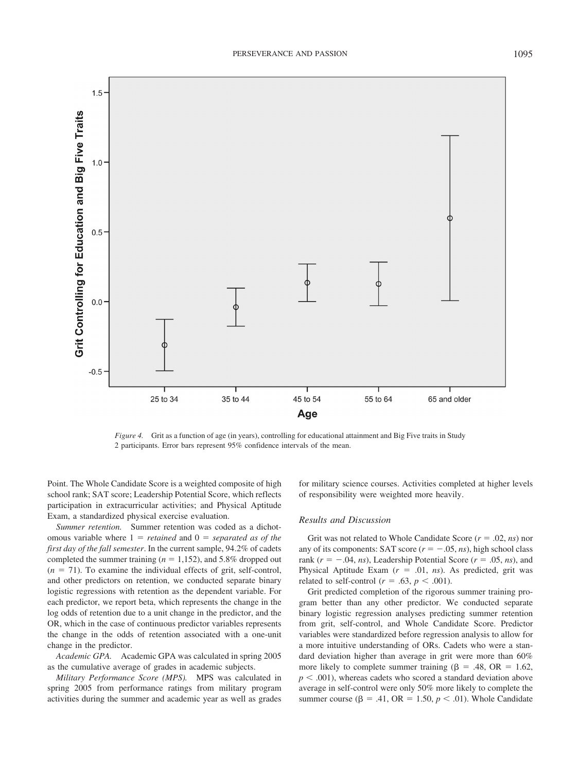*Figure 4.* Grit as a function of age (in years), controlling for educational attainment and Big Five traits in Study 2 participants. Error bars represent 95% confidence intervals of the mean.

Point. The Whole Candidate Score is a weighted composite of high school rank; SAT score; Leadership Potential Score, which reflects participation in extracurricular activities; and Physical Aptitude Exam, a standardized physical exercise evaluation.

*Summer retention.* Summer retention was coded as a dichotomous variable where 1 = *retained* and 0 = *separated as of the first day of the fall semester*. In the current sample, 94.2% of cadets completed the summer training ($n = 1{,}152$), and 5.8% dropped out ($n = 71$). To examine the individual effects of grit, self-control, and other predictors on retention, we conducted separate binary logistic regressions with retention as the dependent variable. For each predictor, we report beta, which represents the change in the log odds of retention due to a unit change in the predictor, and the OR, which in the case of continuous predictor variables represents the change in the odds of retention associated with a one-unit change in the predictor.

*Academic GPA.* Academic GPA was calculated in spring 2005 as the cumulative average of grades in academic subjects.

*Military Performance Score (MPS).* MPS was calculated in spring 2005 from performance ratings from military program activities during the summer and academic year as well as grades for military science courses. Activities completed at higher levels of responsibility were weighted more heavily.

### *Results and Discussion*

Grit was not related to Whole Candidate Score ($r = .02$, *ns*) nor any of its components: SAT score ($r = -.05$, *ns*), high school class rank ($r = -.04$, *ns*), Leadership Potential Score ($r = .05$, *ns*), and Physical Aptitude Exam ($r = .01$, *ns*). As predicted, grit was related to self-control ($r = .63$, $p < .001$).

Grit predicted completion of the rigorous summer training program better than any other predictor. We conducted separate binary logistic regression analyses predicting summer retention from grit, self-control, and Whole Candidate Score. Predictor variables were standardized before regression analysis to allow for a more intuitive understanding of ORs. Cadets who were a standard deviation higher than average in grit were more than 60% more likely to complete summer training ($\beta = .48$, OR = 1.62, $p < .001$), whereas cadets who scored a standard deviation above average in self-control were only 50% more likely to complete the summer course ($\beta = .41$, OR = 1.50, $p < .01$). Whole Candidate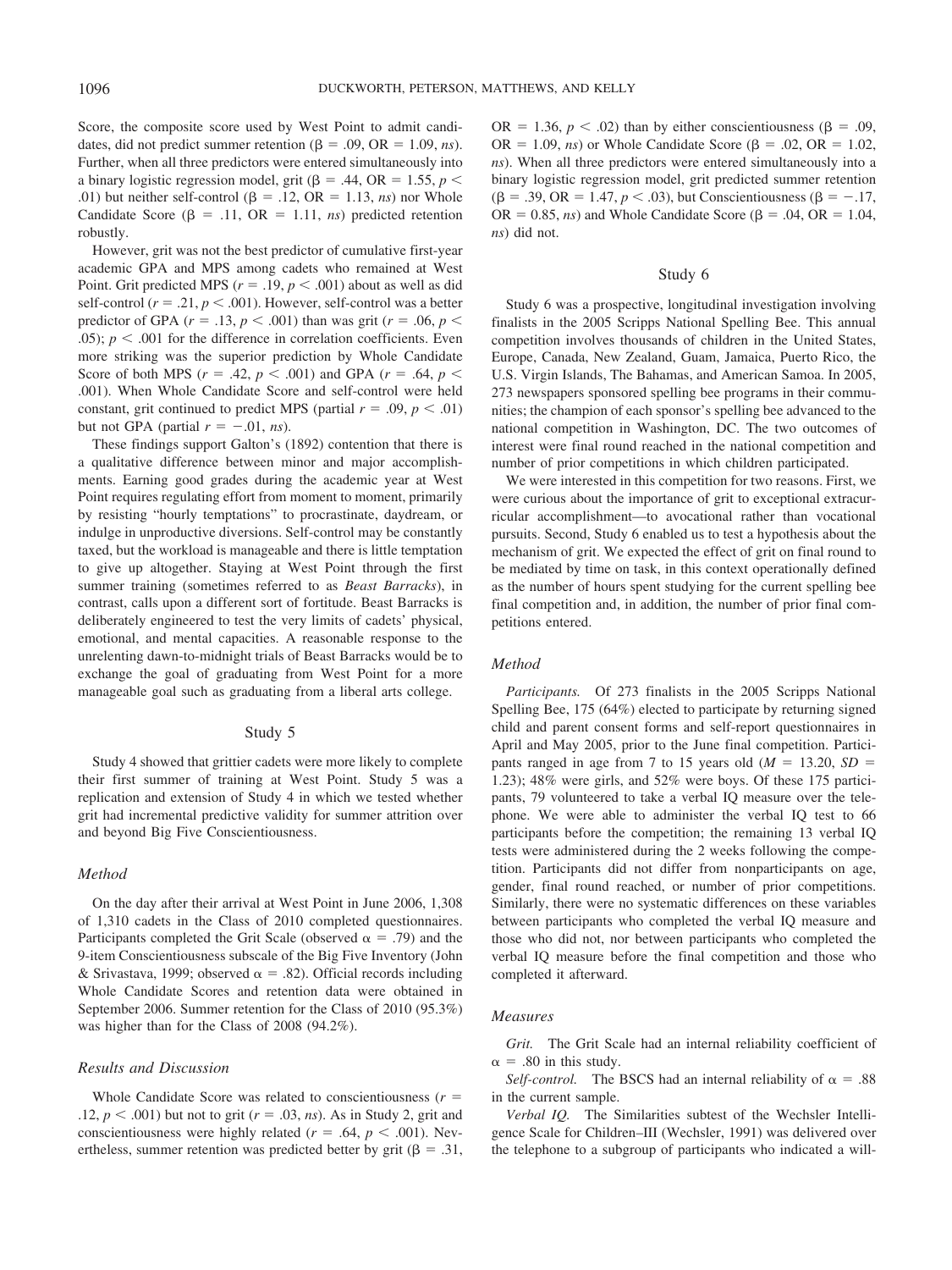Score, the composite score used by West Point to admit candidates, did not predict summer retention ($\beta = .09$, OR = 1.09, *ns*). Further, when all three predictors were entered simultaneously into a binary logistic regression model, grit ($\beta = .44$, OR = 1.55, $p < .01$) but neither self-control ($\beta = .12$, OR = 1.13, *ns*) nor Whole Candidate Score ($\beta = .11$, OR = 1.11, *ns*) predicted retention robustly.

However, grit was not the best predictor of cumulative first-year academic GPA and MPS among cadets who remained at West Point. Grit predicted MPS ($r = .19$, $p < .001$) about as well as did self-control ($r = .21$, $p < .001$). However, self-control was a better predictor of GPA ($r = .13$, $p < .001$) than was grit ($r = .06$, $p < .05$); $p < .001$ for the difference in correlation coefficients. Even more striking was the superior prediction by Whole Candidate Score of both MPS ($r = .42$, $p < .001$) and GPA ($r = .64$, $p < .001$). When Whole Candidate Score and self-control were held constant, grit continued to predict MPS (partial $r = .09$, $p < .01$) but not GPA (partial $r = -.01$, *ns*).

These findings support Galton's (1892) contention that there is a qualitative difference between minor and major accomplishments. Earning good grades during the academic year at West Point requires regulating effort from moment to moment, primarily by resisting "hourly temptations" to procrastinate, daydream, or indulge in unproductive diversions. Self-control may be constantly taxed, but the workload is manageable and there is little temptation to give up altogether. Staying at West Point through the first summer training (sometimes referred to as *Beast Barracks*), in contrast, calls upon a different sort of fortitude. Beast Barracks is deliberately engineered to test the very limits of cadets' physical, emotional, and mental capacities. A reasonable response to the unrelenting dawn-to-midnight trials of Beast Barracks would be to exchange the goal of graduating from West Point for a more manageable goal such as graduating from a liberal arts college.

## Study 5

Study 4 showed that grittier cadets were more likely to complete their first summer of training at West Point. Study 5 was a replication and extension of Study 4 in which we tested whether grit had incremental predictive validity for summer attrition over and beyond Big Five Conscientiousness.

### *Method*

On the day after their arrival at West Point in June 2006, 1,308 of 1,310 cadets in the Class of 2010 completed questionnaires. Participants completed the Grit Scale (observed $\alpha = .79$) and the 9-item Conscientiousness subscale of the Big Five Inventory (John & Srivastava, 1999; observed $\alpha = .82$). Official records including Whole Candidate Scores and retention data were obtained in September 2006. Summer retention for the Class of 2010 (95.3%) was higher than for the Class of 2008 (94.2%).

### *Results and Discussion*

Whole Candidate Score was related to conscientiousness ($r = .12$, $p < .001$) but not to grit ($r = .03$, *ns*). As in Study 2, grit and conscientiousness were highly related ($r = .64$, $p < .001$). Nevertheless, summer retention was predicted better by grit ($\beta = .31$, OR = 1.36, $p < .02$) than by either conscientiousness ($\beta = .09$, OR = 1.09, *ns*) or Whole Candidate Score ($\beta = .02$, OR = 1.02, *ns*). When all three predictors were entered simultaneously into a binary logistic regression model, grit predicted summer retention ($\beta = .39$, OR = 1.47, $p < .03$), but Conscientiousness ($\beta = -.17$, OR = 0.85, *ns*) and Whole Candidate Score ($\beta = .04$, OR = 1.04, *ns*) did not.

## Study 6

Study 6 was a prospective, longitudinal investigation involving finalists in the 2005 Scripps National Spelling Bee. This annual competition involves thousands of children in the United States, Europe, Canada, New Zealand, Guam, Jamaica, Puerto Rico, the U.S. Virgin Islands, The Bahamas, and American Samoa. In 2005, 273 newspapers sponsored spelling bee programs in their communities; the champion of each sponsor's spelling bee advanced to the national competition in Washington, DC. The two outcomes of interest were final round reached in the national competition and number of prior competitions in which children participated.

We were interested in this competition for two reasons. First, we were curious about the importance of grit to exceptional extracurricular accomplishment—to avocational rather than vocational pursuits. Second, Study 6 enabled us to test a hypothesis about the mechanism of grit. We expected the effect of grit on final round to be mediated by time on task, in this context operationally defined as the number of hours spent studying for the current spelling bee final competition and, in addition, the number of prior final competitions entered.

### *Method*

*Participants.* Of 273 finalists in the 2005 Scripps National Spelling Bee, 175 (64%) elected to participate by returning signed child and parent consent forms and self-report questionnaires in April and May 2005, prior to the June final competition. Participants ranged in age from 7 to 15 years old ($M = 13.20$, $SD = 1.23$); 48% were girls, and 52% were boys. Of these 175 participants, 79 volunteered to take a verbal IQ measure over the telephone. We were able to administer the verbal IQ test to 66 participants before the competition; the remaining 13 verbal IQ tests were administered during the 2 weeks following the competition. Participants did not differ from nonparticipants on age, gender, final round reached, or number of prior competitions. Similarly, there were no systematic differences on these variables between participants who completed the verbal IQ measure and those who did not, nor between participants who completed the verbal IQ measure before the final competition and those who completed it afterward.

### *Measures*

*Grit.* The Grit Scale had an internal reliability coefficient of $\alpha = .80$ in this study.

*Self-control.* The BSCS had an internal reliability of $\alpha = .88$ in the current sample.

*Verbal IQ.* The Similarities subtest of the Wechsler Intelligence Scale for Children–III (Wechsler, 1991) was delivered over the telephone to a subgroup of participants who indicated a will-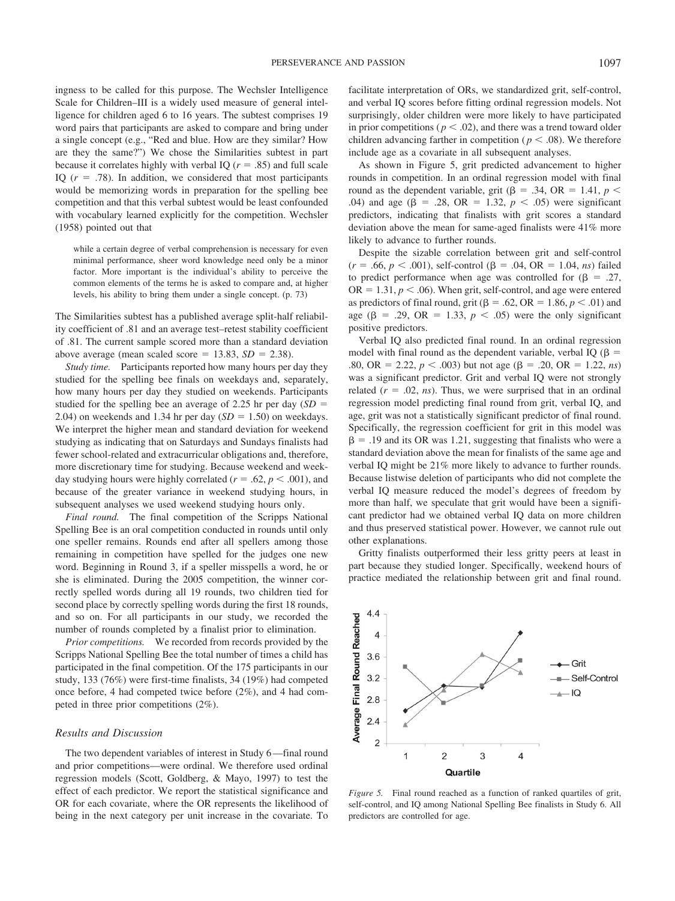ingness to be called for this purpose. The Wechsler Intelligence Scale for Children–III is a widely used measure of general intelligence for children aged 6 to 16 years. The subtest comprises 19 word pairs that participants are asked to compare and bring under a single concept (e.g., "Red and blue. How are they similar? How are they the same?") We chose the Similarities subtest in part because it correlates highly with verbal IQ ($r = .85$) and full scale IQ ($r = .78$). In addition, we considered that most participants would be memorizing words in preparation for the spelling bee competition and that this verbal subtest would be least confounded with vocabulary learned explicitly for the competition. Wechsler (1958) pointed out that

> while a certain degree of verbal comprehension is necessary for even minimal performance, sheer word knowledge need only be a minor factor. More important is the individual's ability to perceive the common elements of the terms he is asked to compare and, at higher levels, his ability to bring them under a single concept. (p. 73)

The Similarities subtest has a published average split-half reliability coefficient of .81 and an average test–retest stability coefficient of .81. The current sample scored more than a standard deviation above average (mean scaled score = 13.83, $SD$ = 2.38).

*Study time.* Participants reported how many hours per day they studied for the spelling bee finals on weekdays and, separately, how many hours per day they studied on weekends. Participants studied for the spelling bee an average of 2.25 hr per day ($SD$ = 2.04) on weekends and 1.34 hr per day ($SD$ = 1.50) on weekdays. We interpret the higher mean and standard deviation for weekend studying as indicating that on Saturdays and Sundays finalists had fewer school-related and extracurricular obligations and, therefore, more discretionary time for studying. Because weekend and weekday studying hours were highly correlated ($r = .62$, $p < .001$), and because of the greater variance in weekend studying hours, in subsequent analyses we used weekend studying hours only.

*Final round.* The final competition of the Scripps National Spelling Bee is an oral competition conducted in rounds until only one speller remains. Rounds end after all spellers among those remaining in competition have spelled for the judges one new word. Beginning in Round 3, if a speller misspells a word, he or she is eliminated. During the 2005 competition, the winner correctly spelled words during all 19 rounds, two children tied for second place by correctly spelling words during the first 18 rounds, and so on. For all participants in our study, we recorded the number of rounds completed by a finalist prior to elimination.

*Prior competitions.* We recorded from records provided by the Scripps National Spelling Bee the total number of times a child has participated in the final competition. Of the 175 participants in our study, 133 (76%) were first-time finalists, 34 (19%) had competed once before, 4 had competed twice before (2%), and 4 had competed in three prior competitions (2%).

### Results and Discussion

The two dependent variables of interest in Study 6—final round and prior competitions—were ordinal. We therefore used ordinal regression models (Scott, Goldberg, & Mayo, 1997) to test the effect of each predictor. We report the statistical significance and OR for each covariate, where the OR represents the likelihood of being in the next category per unit increase in the covariate. To facilitate interpretation of ORs, we standardized grit, self-control, and verbal IQ scores before fitting ordinal regression models. Not surprisingly, older children were more likely to have participated in prior competitions ($p < .02$), and there was a trend toward older children advancing farther in competition ($p < .08$). We therefore include age as a covariate in all subsequent analyses.

As shown in Figure 5, grit predicted advancement to higher rounds in competition. In an ordinal regression model with final round as the dependent variable, grit ($\beta = .34$, OR = 1.41, $p < .04$) and age ($\beta = .28$, OR = 1.32, $p < .05$) were significant predictors, indicating that finalists with grit scores a standard deviation above the mean for same-aged finalists were 41% more likely to advance to further rounds.

Despite the sizable correlation between grit and self-control ($r = .66$, $p < .001$), self-control ($\beta = .04$, OR = 1.04, *ns*) failed to predict performance when age was controlled for ($\beta = .27$, OR = 1.31, $p < .06$). When grit, self-control, and age were entered as predictors of final round, grit ($\beta = .62$, OR = 1.86, $p < .01$) and age ($\beta = .29$, OR = 1.33, $p < .05$) were the only significant positive predictors.

Verbal IQ also predicted final round. In an ordinal regression model with final round as the dependent variable, verbal IQ ($\beta = .80$, OR = 2.22, $p < .003$) but not age ($\beta = .20$, OR = 1.22, *ns*) was a significant predictor. Grit and verbal IQ were not strongly related ($r = .02$, *ns*). Thus, we were surprised that in an ordinal regression model predicting final round from grit, verbal IQ, and age, grit was not a statistically significant predictor of final round. Specifically, the regression coefficient for grit in this model was $\beta = .19$ and its OR was 1.21, suggesting that finalists who were a standard deviation above the mean for finalists of the same age and verbal IQ might be 21% more likely to advance to further rounds. Because listwise deletion of participants who did not complete the verbal IQ measure reduced the model's degrees of freedom by more than half, we speculate that grit would have been a significant predictor had we obtained verbal IQ data on more children and thus preserved statistical power. However, we cannot rule out other explanations.

Gritty finalists outperformed their less gritty peers at least in part because they studied longer. Specifically, weekend hours of practice mediated the relationship between grit and final round.

*Figure 5.* Final round reached as a function of ranked quartiles of grit, self-control, and IQ among National Spelling Bee finalists in Study 6. All predictors are controlled for age.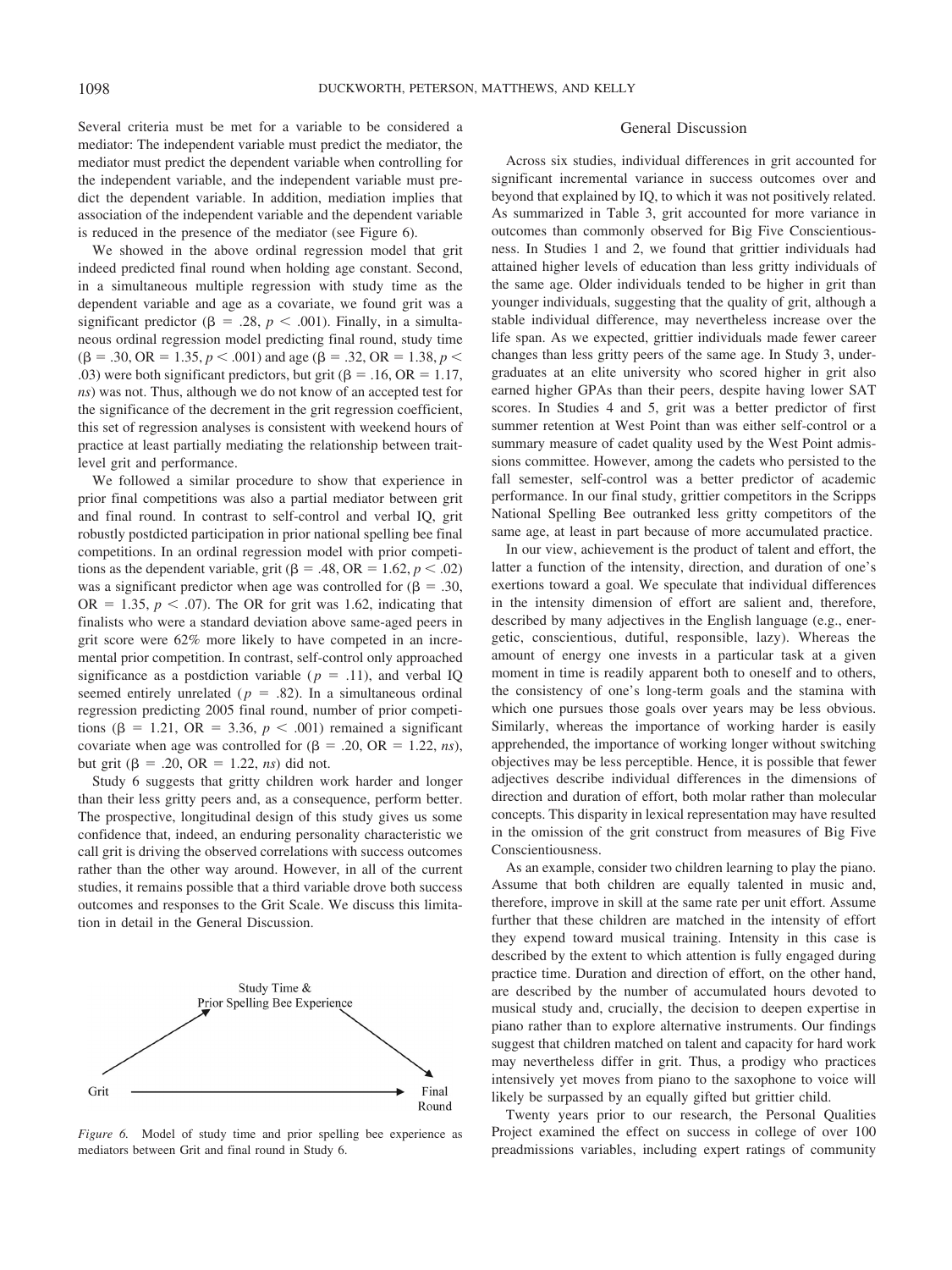Several criteria must be met for a variable to be considered a mediator: The independent variable must predict the mediator, the mediator must predict the dependent variable when controlling for the independent variable, and the independent variable must predict the dependent variable. In addition, mediation implies that association of the independent variable and the dependent variable is reduced in the presence of the mediator (see Figure 6).

We showed in the above ordinal regression model that grit indeed predicted final round when holding age constant. Second, in a simultaneous multiple regression with study time as the dependent variable and age as a covariate, we found grit was a significant predictor ($\beta$ = .28, $p$ < .001). Finally, in a simultaneous ordinal regression model predicting final round, study time ($\beta$ = .30, OR = 1.35, $p$ < .001) and age ($\beta$ = .32, OR = 1.38, $p$ < .03) were both significant predictors, but grit ($\beta$ = .16, OR = 1.17, *ns*) was not. Thus, although we do not know of an accepted test for the significance of the decrement in the grit regression coefficient, this set of regression analyses is consistent with weekend hours of practice at least partially mediating the relationship between trait-level grit and performance.

We followed a similar procedure to show that experience in prior final competitions was also a partial mediator between grit and final round. In contrast to self-control and verbal IQ, grit robustly postdicted participation in prior national spelling bee final competitions. In an ordinal regression model with prior competitions as the dependent variable, grit ($\beta$ = .48, OR = 1.62, $p$ < .02) was a significant predictor when age was controlled for ($\beta$ = .30, OR = 1.35, $p$ < .07). The OR for grit was 1.62, indicating that finalists who were a standard deviation above same-aged peers in grit score were 62% more likely to have competed in an incremental prior competition. In contrast, self-control only approached significance as a postdiction variable ($p$ = .11), and verbal IQ seemed entirely unrelated ($p$ = .82). In a simultaneous ordinal regression predicting 2005 final round, number of prior competitions ($\beta$ = 1.21, OR = 3.36, $p$ < .001) remained a significant covariate when age was controlled for ($\beta$ = .20, OR = 1.22, *ns*), but grit ($\beta$ = .20, OR = 1.22, *ns*) did not.

Study 6 suggests that gritty children work harder and longer than their less gritty peers and, as a consequence, perform better. The prospective, longitudinal design of this study gives us some confidence that, indeed, an enduring personality characteristic we call grit is driving the observed correlations with success outcomes rather than the other way around. However, in all of the current studies, it remains possible that a third variable drove both success outcomes and responses to the Grit Scale. We discuss this limitation in detail in the General Discussion.

Study Time &
Prior Spelling Bee Experience

Grit

Final
Round

*Figure 6.* Model of study time and prior spelling bee experience as mediators between Grit and final round in Study 6.

## General Discussion

Across six studies, individual differences in grit accounted for significant incremental variance in success outcomes over and beyond that explained by IQ, to which it was not positively related. As summarized in Table 3, grit accounted for more variance in outcomes than commonly observed for Big Five Conscientiousness. In Studies 1 and 2, we found that grittier individuals had attained higher levels of education than less gritty individuals of the same age. Older individuals tended to be higher in grit than younger individuals, suggesting that the quality of grit, although a stable individual difference, may nevertheless increase over the life span. As we expected, grittier individuals made fewer career changes than less gritty peers of the same age. In Study 3, undergraduates at an elite university who scored higher in grit also earned higher GPAs than their peers, despite having lower SAT scores. In Studies 4 and 5, grit was a better predictor of first summer retention at West Point than was either self-control or a summary measure of cadet quality used by the West Point admissions committee. However, among the cadets who persisted to the fall semester, self-control was a better predictor of academic performance. In our final study, grittier competitors in the Scripps National Spelling Bee outranked less gritty competitors of the same age, at least in part because of more accumulated practice.

In our view, achievement is the product of talent and effort, the latter a function of the intensity, direction, and duration of one's exertions toward a goal. We speculate that individual differences in the intensity dimension of effort are salient and, therefore, described by many adjectives in the English language (e.g., energetic, conscientious, dutiful, responsible, lazy). Whereas the amount of energy one invests in a particular task at a given moment in time is readily apparent both to oneself and to others, the consistency of one's long-term goals and the stamina with which one pursues those goals over years may be less obvious. Similarly, whereas the importance of working harder is easily apprehended, the importance of working longer without switching objectives may be less perceptible. Hence, it is possible that fewer adjectives describe individual differences in the dimensions of direction and duration of effort, both molar rather than molecular concepts. This disparity in lexical representation may have resulted in the omission of the grit construct from measures of Big Five Conscientiousness.

As an example, consider two children learning to play the piano. Assume that both children are equally talented in music and, therefore, improve in skill at the same rate per unit effort. Assume further that these children are matched in the intensity of effort they expend toward musical training. Intensity in this case is described by the extent to which attention is fully engaged during practice time. Duration and direction of effort, on the other hand, are described by the number of accumulated hours devoted to musical study and, crucially, the decision to deepen expertise in piano rather than to explore alternative instruments. Our findings suggest that children matched on talent and capacity for hard work may nevertheless differ in grit. Thus, a prodigy who practices intensively yet moves from piano to the saxophone to voice will likely be surpassed by an equally gifted but grittier child.

Twenty years prior to our research, the Personal Qualities Project examined the effect on success in college of over 100 preadmissions variables, including expert ratings of community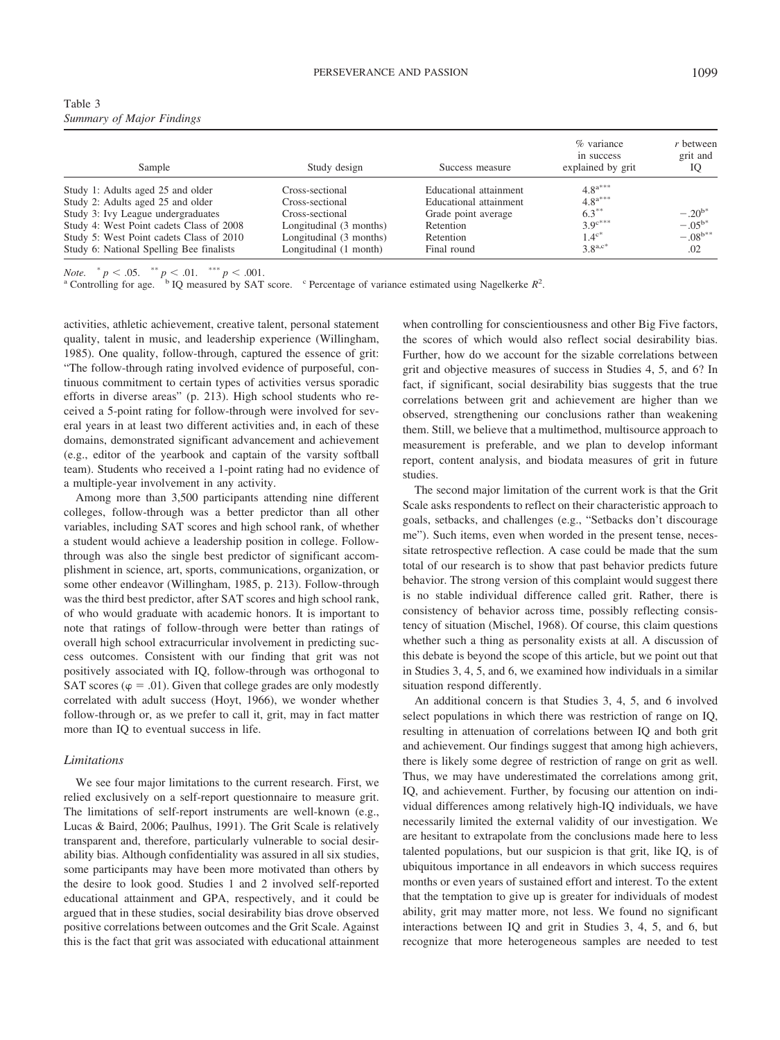Table 3
*Summary of Major Findings*

| Sample | Study design | Success measure | % variance in success explained by grit | *r* between grit and IQ |
|---|---|---|---|---|
| Study 1: Adults aged 25 and older | Cross-sectional | Educational attainment | 4.8[a]*** | |
| Study 2: Adults aged 25 and older | Cross-sectional | Educational attainment | 4.8[a]*** | |
| Study 3: Ivy League undergraduates | Cross-sectional | Grade point average | 6.3** | −.20[b]* |
| Study 4: West Point cadets Class of 2008 | Longitudinal (3 months) | Retention | 3.9[c]*** | −.05[b]* |
| Study 5: West Point cadets Class of 2010 | Longitudinal (3 months) | Retention | 1.4[c]* | −.08[b]** |
| Study 6: National Spelling Bee finalists | Longitudinal (1 month) | Final round | 3.8[a,c]* | .02 |

*Note.* * $p < .05$. ** $p < .01$. *** $p < .001$.
[a] Controlling for age. [b] IQ measured by SAT score. [c] Percentage of variance estimated using Nagelkerke $R^2$.

activities, athletic achievement, creative talent, personal statement quality, talent in music, and leadership experience (Willingham, 1985). One quality, follow-through, captured the essence of grit: "The follow-through rating involved evidence of purposeful, continuous commitment to certain types of activities versus sporadic efforts in diverse areas" (p. 213). High school students who received a 5-point rating for follow-through were involved for several years in at least two different activities and, in each of these domains, demonstrated significant advancement and achievement (e.g., editor of the yearbook and captain of the varsity softball team). Students who received a 1-point rating had no evidence of a multiple-year involvement in any activity.

Among more than 3,500 participants attending nine different colleges, follow-through was a better predictor than all other variables, including SAT scores and high school rank, of whether a student would achieve a leadership position in college. Follow-through was also the single best predictor of significant accomplishment in science, art, sports, communications, organization, or some other endeavor (Willingham, 1985, p. 213). Follow-through was the third best predictor, after SAT scores and high school rank, of who would graduate with academic honors. It is important to note that ratings of follow-through were better than ratings of overall high school extracurricular involvement in predicting success outcomes. Consistent with our finding that grit was not positively associated with IQ, follow-through was orthogonal to SAT scores ($\varphi = .01$). Given that college grades are only modestly correlated with adult success (Hoyt, 1966), we wonder whether follow-through or, as we prefer to call it, grit, may in fact matter more than IQ to eventual success in life.

### Limitations

We see four major limitations to the current research. First, we relied exclusively on a self-report questionnaire to measure grit. The limitations of self-report instruments are well-known (e.g., Lucas & Baird, 2006; Paulhus, 1991). The Grit Scale is relatively transparent and, therefore, particularly vulnerable to social desirability bias. Although confidentiality was assured in all six studies, some participants may have been more motivated than others by the desire to look good. Studies 1 and 2 involved self-reported educational attainment and GPA, respectively, and it could be argued that in these studies, social desirability bias drove observed positive correlations between outcomes and the Grit Scale. Against this is the fact that grit was associated with educational attainment when controlling for conscientiousness and other Big Five factors, the scores of which would also reflect social desirability bias. Further, how do we account for the sizable correlations between grit and objective measures of success in Studies 4, 5, and 6? In fact, if significant, social desirability bias suggests that the true correlations between grit and achievement are higher than we observed, strengthening our conclusions rather than weakening them. Still, we believe that a multimethod, multisource approach to measurement is preferable, and we plan to develop informant report, content analysis, and biodata measures of grit in future studies.

The second major limitation of the current work is that the Grit Scale asks respondents to reflect on their characteristic approach to goals, setbacks, and challenges (e.g., "Setbacks don't discourage me"). Such items, even when worded in the present tense, necessitate retrospective reflection. A case could be made that the sum total of our research is to show that past behavior predicts future behavior. The strong version of this complaint would suggest there is no stable individual difference called grit. Rather, there is consistency of behavior across time, possibly reflecting consistency of situation (Mischel, 1968). Of course, this claim questions whether such a thing as personality exists at all. A discussion of this debate is beyond the scope of this article, but we point out that in Studies 3, 4, 5, and 6, we examined how individuals in a similar situation respond differently.

An additional concern is that Studies 3, 4, 5, and 6 involved select populations in which there was restriction of range on IQ, resulting in attenuation of correlations between IQ and both grit and achievement. Our findings suggest that among high achievers, there is likely some degree of restriction of range on grit as well. Thus, we may have underestimated the correlations among grit, IQ, and achievement. Further, by focusing our attention on individual differences among relatively high-IQ individuals, we have necessarily limited the external validity of our investigation. We are hesitant to extrapolate from the conclusions made here to less talented populations, but our suspicion is that grit, like IQ, is of ubiquitous importance in all endeavors in which success requires months or even years of sustained effort and interest. To the extent that the temptation to give up is greater for individuals of modest ability, grit may matter more, not less. We found no significant interactions between IQ and grit in Studies 3, 4, 5, and 6, but recognize that more heterogeneous samples are needed to test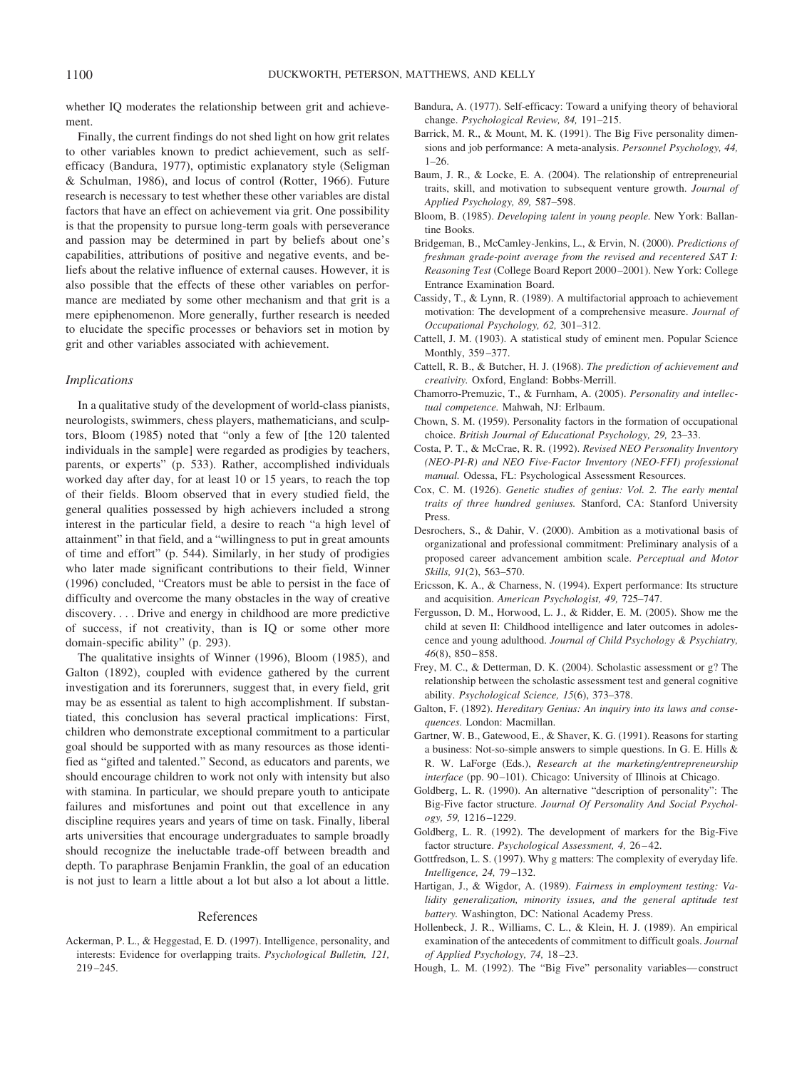whether IQ moderates the relationship between grit and achievement.

Finally, the current findings do not shed light on how grit relates to other variables known to predict achievement, such as self-efficacy (Bandura, 1977), optimistic explanatory style (Seligman & Schulman, 1986), and locus of control (Rotter, 1966). Future research is necessary to test whether these other variables are distal factors that have an effect on achievement via grit. One possibility is that the propensity to pursue long-term goals with perseverance and passion may be determined in part by beliefs about one's capabilities, attributions of positive and negative events, and beliefs about the relative influence of external causes. However, it is also possible that the effects of these other variables on performance are mediated by some other mechanism and that grit is a mere epiphenomenon. More generally, further research is needed to elucidate the specific processes or behaviors set in motion by grit and other variables associated with achievement.

### *Implications*

In a qualitative study of the development of world-class pianists, neurologists, swimmers, chess players, mathematicians, and sculptors, Bloom (1985) noted that "only a few of [the 120 talented individuals in the sample] were regarded as prodigies by teachers, parents, or experts" (p. 533). Rather, accomplished individuals worked day after day, for at least 10 or 15 years, to reach the top of their fields. Bloom observed that in every studied field, the general qualities possessed by high achievers included a strong interest in the particular field, a desire to reach "a high level of attainment" in that field, and a "willingness to put in great amounts of time and effort" (p. 544). Similarly, in her study of prodigies who later made significant contributions to their field, Winner (1996) concluded, "Creators must be able to persist in the face of difficulty and overcome the many obstacles in the way of creative discovery. . . . Drive and energy in childhood are more predictive of success, if not creativity, than is IQ or some other more domain-specific ability" (p. 293).

The qualitative insights of Winner (1996), Bloom (1985), and Galton (1892), coupled with evidence gathered by the current investigation and its forerunners, suggest that, in every field, grit may be as essential as talent to high accomplishment. If substantiated, this conclusion has several practical implications: First, children who demonstrate exceptional commitment to a particular goal should be supported with as many resources as those identified as "gifted and talented." Second, as educators and parents, we should encourage children to work not only with intensity but also with stamina. In particular, we should prepare youth to anticipate failures and misfortunes and point out that excellence in any discipline requires years and years of time on task. Finally, liberal arts universities that encourage undergraduates to sample broadly should recognize the ineluctable trade-off between breadth and depth. To paraphrase Benjamin Franklin, the goal of an education is not just to learn a little about a lot but also a lot about a little.

## References

Ackerman, P. L., & Heggestad, E. D. (1997). Intelligence, personality, and interests: Evidence for overlapping traits. *Psychological Bulletin, 121,* 219–245.

Bandura, A. (1977). Self-efficacy: Toward a unifying theory of behavioral change. *Psychological Review, 84,* 191–215.

Barrick, M. R., & Mount, M. K. (1991). The Big Five personality dimensions and job performance: A meta-analysis. *Personnel Psychology, 44,* 1–26.

Baum, J. R., & Locke, E. A. (2004). The relationship of entrepreneurial traits, skill, and motivation to subsequent venture growth. *Journal of Applied Psychology, 89,* 587–598.

Bloom, B. (1985). *Developing talent in young people.* New York: Ballantine Books.

Bridgeman, B., McCamley-Jenkins, L., & Ervin, N. (2000). *Predictions of freshman grade-point average from the revised and recentered SAT I: Reasoning Test* (College Board Report 2000–2001). New York: College Entrance Examination Board.

Cassidy, T., & Lynn, R. (1989). A multifactorial approach to achievement motivation: The development of a comprehensive measure. *Journal of Occupational Psychology, 62,* 301–312.

Cattell, J. M. (1903). A statistical study of eminent men. Popular Science Monthly, 359–377.

Cattell, R. B., & Butcher, H. J. (1968). *The prediction of achievement and creativity.* Oxford, England: Bobbs-Merrill.

Chamorro-Premuzic, T., & Furnham, A. (2005). *Personality and intellectual competence.* Mahwah, NJ: Erlbaum.

Chown, S. M. (1959). Personality factors in the formation of occupational choice. *British Journal of Educational Psychology, 29,* 23–33.

Costa, P. T., & McCrae, R. R. (1992). *Revised NEO Personality Inventory (NEO-PI-R) and NEO Five-Factor Inventory (NEO-FFI) professional manual.* Odessa, FL: Psychological Assessment Resources.

Cox, C. M. (1926). *Genetic studies of genius: Vol. 2. The early mental traits of three hundred geniuses.* Stanford, CA: Stanford University Press.

Desrochers, S., & Dahir, V. (2000). Ambition as a motivational basis of organizational and professional commitment: Preliminary analysis of a proposed career advancement ambition scale. *Perceptual and Motor Skills, 91*(2), 563–570.

Ericsson, K. A., & Charness, N. (1994). Expert performance: Its structure and acquisition. *American Psychologist, 49,* 725–747.

Fergusson, D. M., Horwood, L. J., & Ridder, E. M. (2005). Show me the child at seven II: Childhood intelligence and later outcomes in adolescence and young adulthood. *Journal of Child Psychology & Psychiatry, 46*(8), 850–858.

Frey, M. C., & Detterman, D. K. (2004). Scholastic assessment or g? The relationship between the scholastic assessment test and general cognitive ability. *Psychological Science, 15*(6), 373–378.

Galton, F. (1892). *Hereditary Genius: An inquiry into its laws and consequences.* London: Macmillan.

Gartner, W. B., Gatewood, E., & Shaver, K. G. (1991). Reasons for starting a business: Not-so-simple answers to simple questions. In G. E. Hills & R. W. LaForge (Eds.), *Research at the marketing/entrepreneurship interface* (pp. 90–101). Chicago: University of Illinois at Chicago.

Goldberg, L. R. (1990). An alternative "description of personality": The Big-Five factor structure. *Journal Of Personality And Social Psychology, 59,* 1216–1229.

Goldberg, L. R. (1992). The development of markers for the Big-Five factor structure. *Psychological Assessment, 4,* 26–42.

Gottfredson, L. S. (1997). Why g matters: The complexity of everyday life. *Intelligence, 24,* 79–132.

Hartigan, J., & Wigdor, A. (1989). *Fairness in employment testing: Validity generalization, minority issues, and the general aptitude test battery.* Washington, DC: National Academy Press.

Hollenbeck, J. R., Williams, C. L., & Klein, H. J. (1989). An empirical examination of the antecedents of commitment to difficult goals. *Journal of Applied Psychology, 74,* 18–23.

Hough, L. M. (1992). The "Big Five" personality variables—construct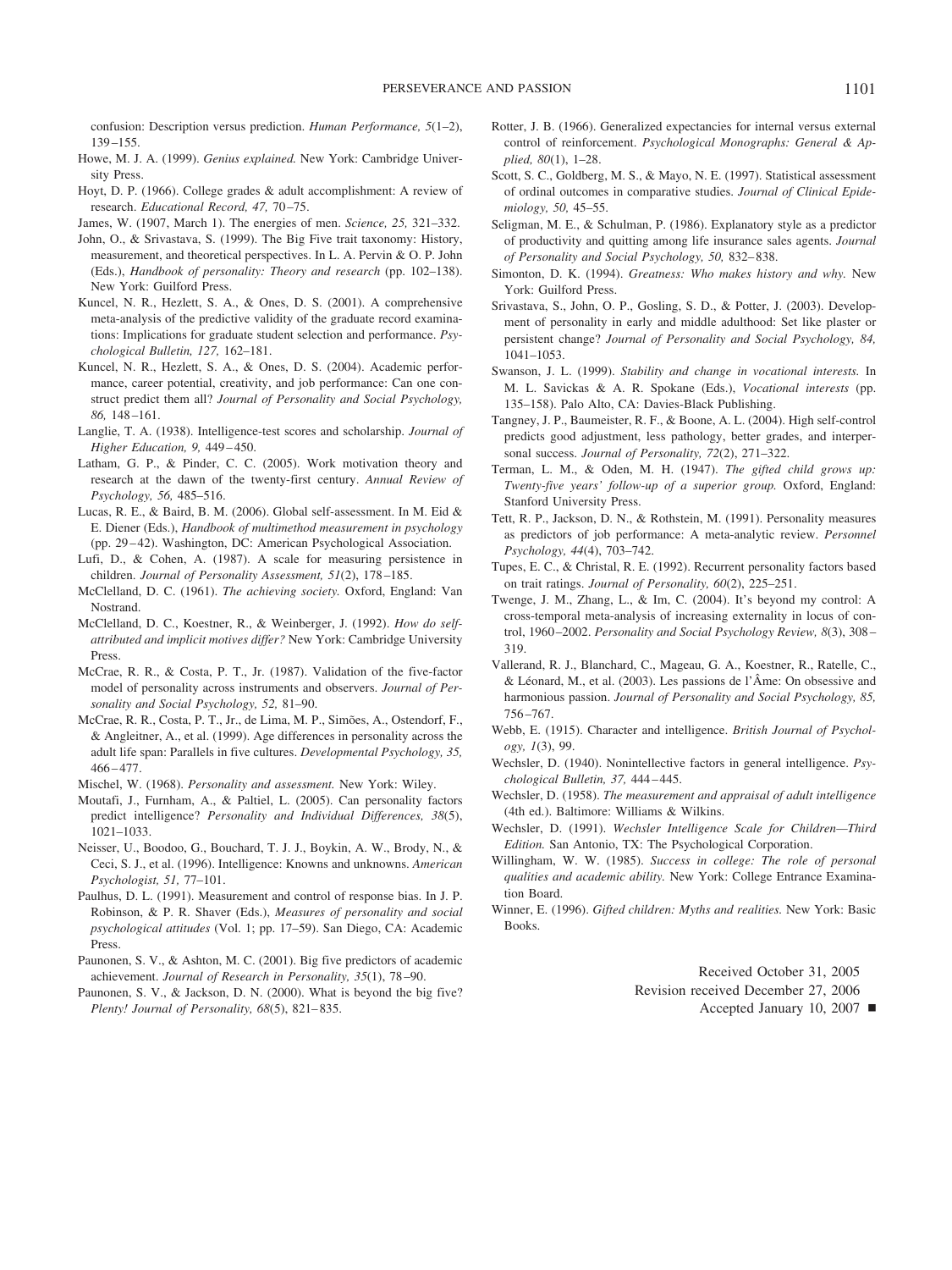confusion: Description versus prediction. *Human Performance, 5*(1–2), 139–155.

Howe, M. J. A. (1999). *Genius explained.* New York: Cambridge University Press.

Hoyt, D. P. (1966). College grades & adult accomplishment: A review of research. *Educational Record, 47,* 70–75.

James, W. (1907, March 1). The energies of men. *Science, 25,* 321–332.

John, O., & Srivastava, S. (1999). The Big Five trait taxonomy: History, measurement, and theoretical perspectives. In L. A. Pervin & O. P. John (Eds.), *Handbook of personality: Theory and research* (pp. 102–138). New York: Guilford Press.

Kuncel, N. R., Hezlett, S. A., & Ones, D. S. (2001). A comprehensive meta-analysis of the predictive validity of the graduate record examinations: Implications for graduate student selection and performance. *Psychological Bulletin, 127,* 162–181.

Kuncel, N. R., Hezlett, S. A., & Ones, D. S. (2004). Academic performance, career potential, creativity, and job performance: Can one construct predict them all? *Journal of Personality and Social Psychology, 86,* 148–161.

Langlie, T. A. (1938). Intelligence-test scores and scholarship. *Journal of Higher Education, 9,* 449–450.

Latham, G. P., & Pinder, C. C. (2005). Work motivation theory and research at the dawn of the twenty-first century. *Annual Review of Psychology, 56,* 485–516.

Lucas, R. E., & Baird, B. M. (2006). Global self-assessment. In M. Eid & E. Diener (Eds.), *Handbook of multimethod measurement in psychology* (pp. 29–42). Washington, DC: American Psychological Association.

Lufi, D., & Cohen, A. (1987). A scale for measuring persistence in children. *Journal of Personality Assessment, 51*(2), 178–185.

McClelland, D. C. (1961). *The achieving society.* Oxford, England: Van Nostrand.

McClelland, D. C., Koestner, R., & Weinberger, J. (1992). *How do self-attributed and implicit motives differ?* New York: Cambridge University Press.

McCrae, R. R., & Costa, P. T., Jr. (1987). Validation of the five-factor model of personality across instruments and observers. *Journal of Personality and Social Psychology, 52,* 81–90.

McCrae, R. R., Costa, P. T., Jr., de Lima, M. P., Simões, A., Ostendorf, F., & Angleitner, A., et al. (1999). Age differences in personality across the adult life span: Parallels in five cultures. *Developmental Psychology, 35,* 466–477.

Mischel, W. (1968). *Personality and assessment.* New York: Wiley.

Moutafi, J., Furnham, A., & Paltiel, L. (2005). Can personality factors predict intelligence? *Personality and Individual Differences, 38*(5), 1021–1033.

Neisser, U., Boodoo, G., Bouchard, T. J. J., Boykin, A. W., Brody, N., & Ceci, S. J., et al. (1996). Intelligence: Knowns and unknowns. *American Psychologist, 51,* 77–101.

Paulhus, D. L. (1991). Measurement and control of response bias. In J. P. Robinson, & P. R. Shaver (Eds.), *Measures of personality and social psychological attitudes* (Vol. 1; pp. 17–59). San Diego, CA: Academic Press.

Paunonen, S. V., & Ashton, M. C. (2001). Big five predictors of academic achievement. *Journal of Research in Personality, 35*(1), 78–90.

Paunonen, S. V., & Jackson, D. N. (2000). What is beyond the big five? *Plenty! Journal of Personality, 68*(5), 821–835.

Rotter, J. B. (1966). Generalized expectancies for internal versus external control of reinforcement. *Psychological Monographs: General & Applied, 80*(1), 1–28.

Scott, S. C., Goldberg, M. S., & Mayo, N. E. (1997). Statistical assessment of ordinal outcomes in comparative studies. *Journal of Clinical Epidemiology, 50,* 45–55.

Seligman, M. E., & Schulman, P. (1986). Explanatory style as a predictor of productivity and quitting among life insurance sales agents. *Journal of Personality and Social Psychology, 50,* 832–838.

Simonton, D. K. (1994). *Greatness: Who makes history and why.* New York: Guilford Press.

Srivastava, S., John, O. P., Gosling, S. D., & Potter, J. (2003). Development of personality in early and middle adulthood: Set like plaster or persistent change? *Journal of Personality and Social Psychology, 84,* 1041–1053.

Swanson, J. L. (1999). *Stability and change in vocational interests.* In M. L. Savickas & A. R. Spokane (Eds.), *Vocational interests* (pp. 135–158). Palo Alto, CA: Davies-Black Publishing.

Tangney, J. P., Baumeister, R. F., & Boone, A. L. (2004). High self-control predicts good adjustment, less pathology, better grades, and interpersonal success. *Journal of Personality, 72*(2), 271–322.

Terman, L. M., & Oden, M. H. (1947). *The gifted child grows up: Twenty-five years' follow-up of a superior group.* Oxford, England: Stanford University Press.

Tett, R. P., Jackson, D. N., & Rothstein, M. (1991). Personality measures as predictors of job performance: A meta-analytic review. *Personnel Psychology, 44*(4), 703–742.

Tupes, E. C., & Christal, R. E. (1992). Recurrent personality factors based on trait ratings. *Journal of Personality, 60*(2), 225–251.

Twenge, J. M., Zhang, L., & Im, C. (2004). It's beyond my control: A cross-temporal meta-analysis of increasing externality in locus of control, 1960–2002. *Personality and Social Psychology Review, 8*(3), 308–319.

Vallerand, R. J., Blanchard, C., Mageau, G. A., Koestner, R., Ratelle, C., & Léonard, M., et al. (2003). Les passions de l'Âme: On obsessive and harmonious passion. *Journal of Personality and Social Psychology, 85,* 756–767.

Webb, E. (1915). Character and intelligence. *British Journal of Psychology, 1*(3), 99.

Wechsler, D. (1940). Nonintellective factors in general intelligence. *Psychological Bulletin, 37,* 444–445.

Wechsler, D. (1958). *The measurement and appraisal of adult intelligence* (4th ed.). Baltimore: Williams & Wilkins.

Wechsler, D. (1991). *Wechsler Intelligence Scale for Children—Third Edition.* San Antonio, TX: The Psychological Corporation.

Willingham, W. W. (1985). *Success in college: The role of personal qualities and academic ability.* New York: College Entrance Examination Board.

Winner, E. (1996). *Gifted children: Myths and realities.* New York: Basic Books.

Received October 31, 2005
Revision received December 27, 2006
Accepted January 10, 2007 ■